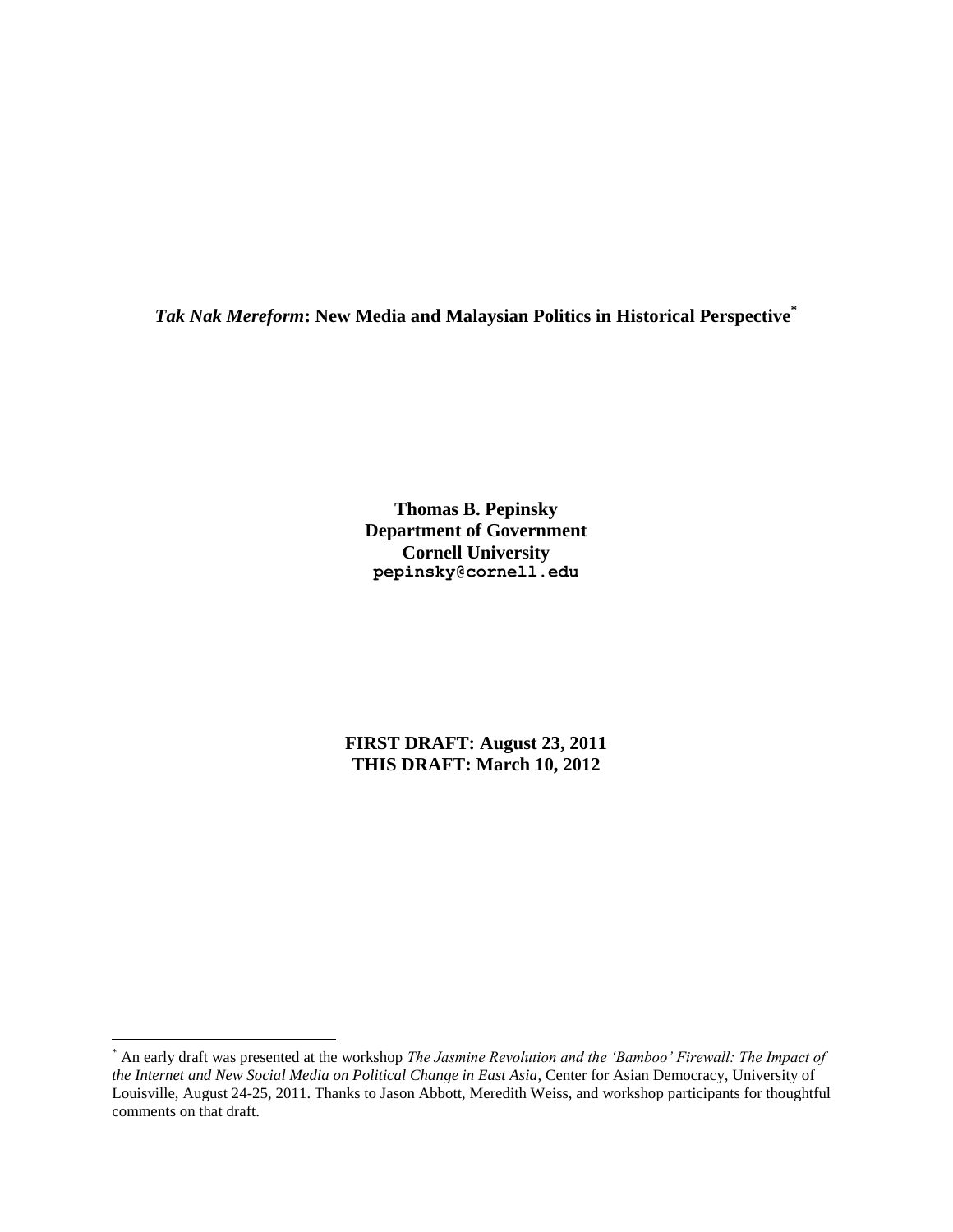# *Tak Nak Mereform*: New Media and Malaysian Politics in Historical Perspective[*]

**Thomas B. Pepinsky**
**Department of Government**
**Cornell University**
**pepinsky@cornell.edu**

**FIRST DRAFT: August 23, 2011**
**THIS DRAFT: March 10, 2012**

---

[*] An early draft was presented at the workshop *The Jasmine Revolution and the 'Bamboo' Firewall: The Impact of the Internet and New Social Media on Political Change in East Asia*, Center for Asian Democracy, University of Louisville, August 24-25, 2011. Thanks to Jason Abbott, Meredith Weiss, and workshop participants for thoughtful comments on that draft.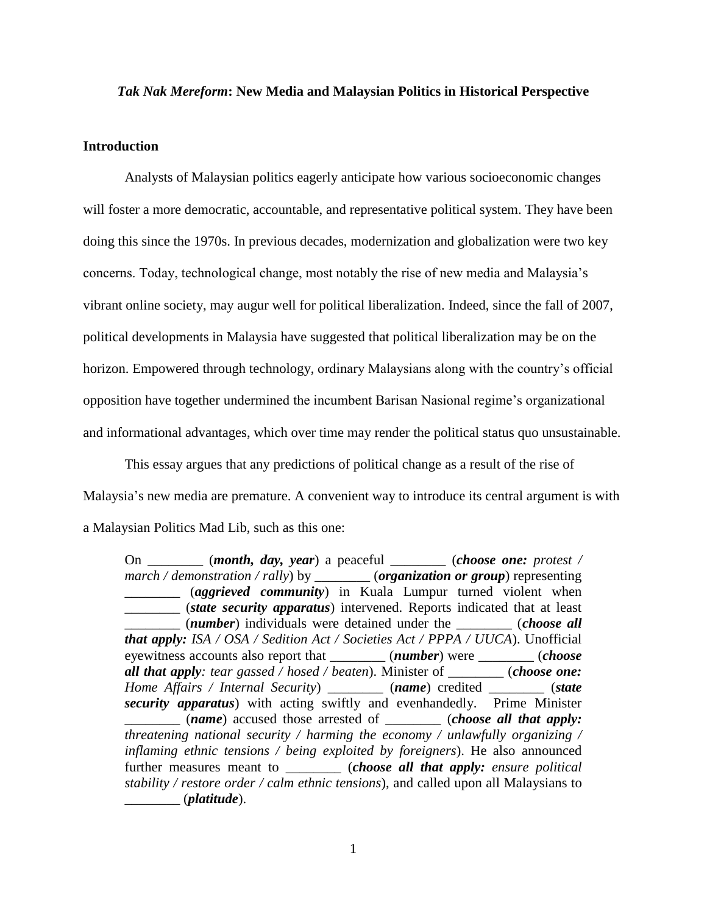***Tak Nak Mereform*: New Media and Malaysian Politics in Historical Perspective**

## Introduction

Analysts of Malaysian politics eagerly anticipate how various socioeconomic changes will foster a more democratic, accountable, and representative political system. They have been doing this since the 1970s. In previous decades, modernization and globalization were two key concerns. Today, technological change, most notably the rise of new media and Malaysia's vibrant online society, may augur well for political liberalization. Indeed, since the fall of 2007, political developments in Malaysia have suggested that political liberalization may be on the horizon. Empowered through technology, ordinary Malaysians along with the country's official opposition have together undermined the incumbent Barisan Nasional regime's organizational and informational advantages, which over time may render the political status quo unsustainable.

This essay argues that any predictions of political change as a result of the rise of Malaysia's new media are premature. A convenient way to introduce its central argument is with a Malaysian Politics Mad Lib, such as this one:

> On ________ (***month, day, year***) a peaceful ________ (***choose one:*** *protest / march / demonstration / rally*) by ________ (***organization or group***) representing ________ (***aggrieved community***) in Kuala Lumpur turned violent when ________ (***state security apparatus***) intervened. Reports indicated that at least ________ (***number***) individuals were detained under the ________ (***choose all that apply:*** *ISA / OSA / Sedition Act / Societies Act / PPPA / UUCA*). Unofficial eyewitness accounts also report that ________ (***number***) were ________ (***choose all that apply****: tear gassed / hosed / beaten*). Minister of ________ (***choose one:*** *Home Affairs / Internal Security*) ________ (***name***) credited ________ (***state security apparatus***) with acting swiftly and evenhandedly. Prime Minister ________ (***name***) accused those arrested of ________ (***choose all that apply:*** *threatening national security / harming the economy / unlawfully organizing / inflaming ethnic tensions / being exploited by foreigners*). He also announced further measures meant to ________ (***choose all that apply:*** *ensure political stability / restore order / calm ethnic tensions*), and called upon all Malaysians to ________ (***platitude***).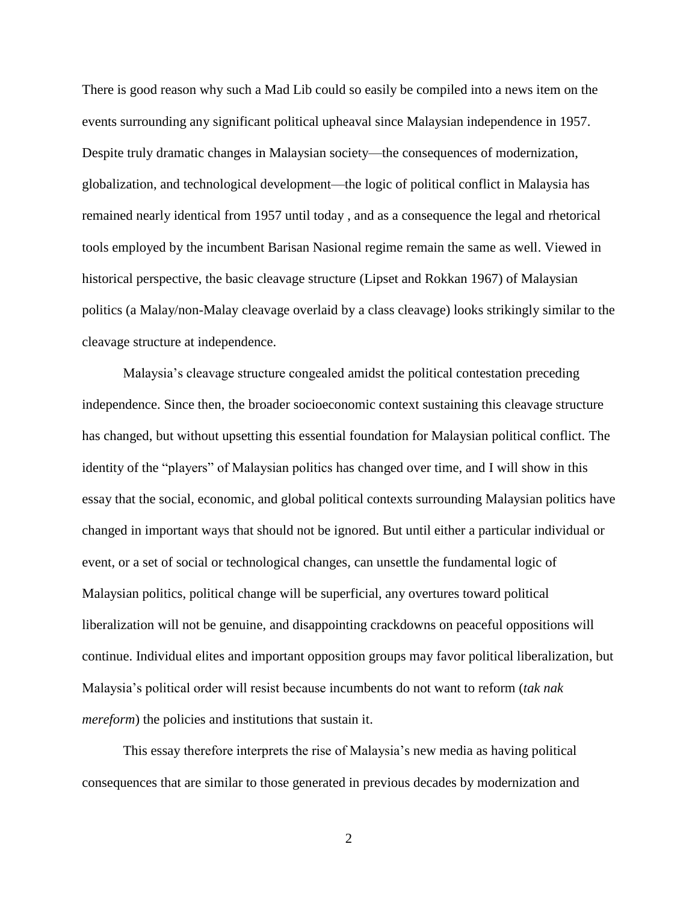There is good reason why such a Mad Lib could so easily be compiled into a news item on the events surrounding any significant political upheaval since Malaysian independence in 1957. Despite truly dramatic changes in Malaysian society—the consequences of modernization, globalization, and technological development—the logic of political conflict in Malaysia has remained nearly identical from 1957 until today , and as a consequence the legal and rhetorical tools employed by the incumbent Barisan Nasional regime remain the same as well. Viewed in historical perspective, the basic cleavage structure (Lipset and Rokkan 1967) of Malaysian politics (a Malay/non-Malay cleavage overlaid by a class cleavage) looks strikingly similar to the cleavage structure at independence.

Malaysia's cleavage structure congealed amidst the political contestation preceding independence. Since then, the broader socioeconomic context sustaining this cleavage structure has changed, but without upsetting this essential foundation for Malaysian political conflict. The identity of the "players" of Malaysian politics has changed over time, and I will show in this essay that the social, economic, and global political contexts surrounding Malaysian politics have changed in important ways that should not be ignored. But until either a particular individual or event, or a set of social or technological changes, can unsettle the fundamental logic of Malaysian politics, political change will be superficial, any overtures toward political liberalization will not be genuine, and disappointing crackdowns on peaceful oppositions will continue. Individual elites and important opposition groups may favor political liberalization, but Malaysia's political order will resist because incumbents do not want to reform (*tak nak mereform*) the policies and institutions that sustain it.

This essay therefore interprets the rise of Malaysia's new media as having political consequences that are similar to those generated in previous decades by modernization and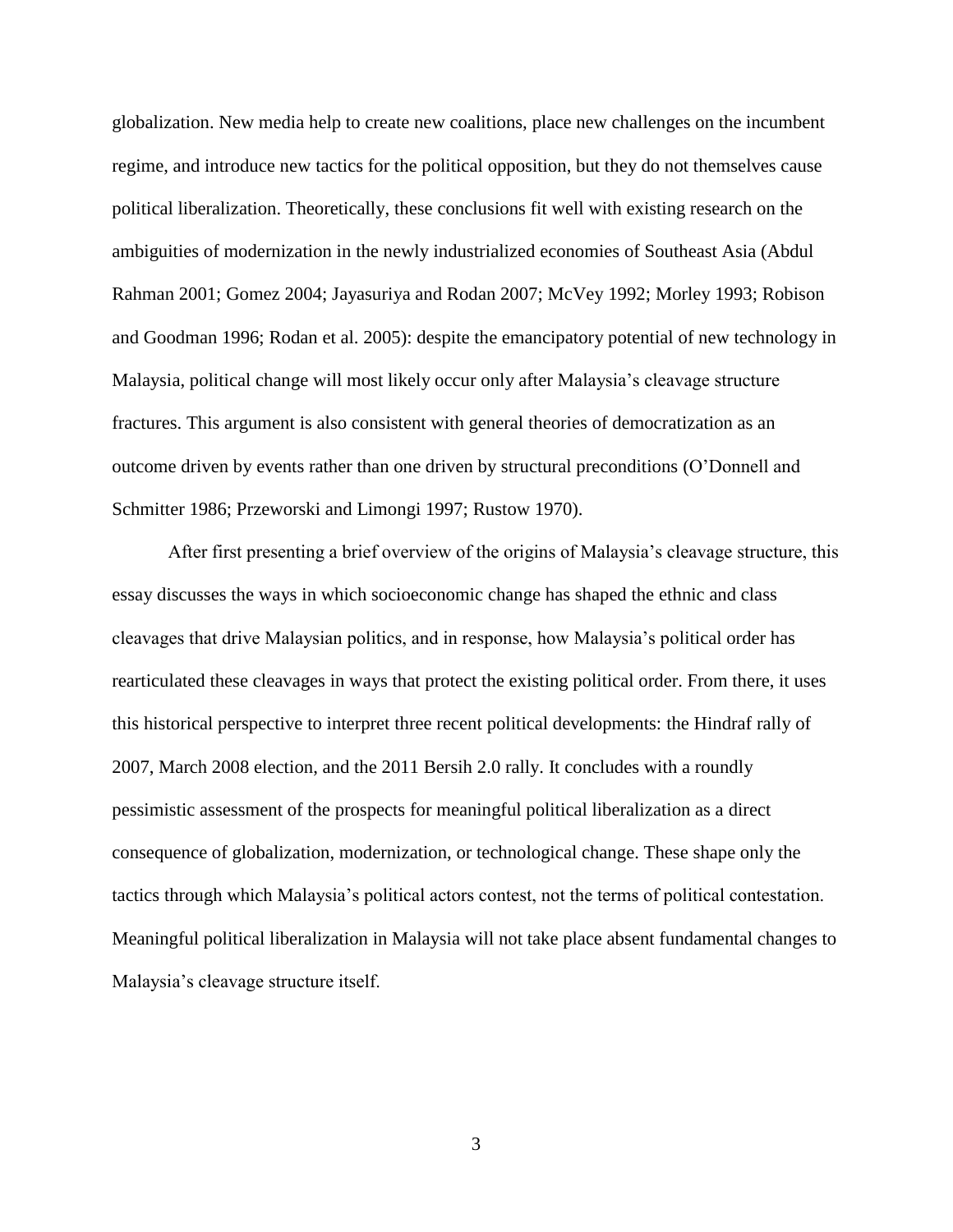globalization. New media help to create new coalitions, place new challenges on the incumbent regime, and introduce new tactics for the political opposition, but they do not themselves cause political liberalization. Theoretically, these conclusions fit well with existing research on the ambiguities of modernization in the newly industrialized economies of Southeast Asia (Abdul Rahman 2001; Gomez 2004; Jayasuriya and Rodan 2007; McVey 1992; Morley 1993; Robison and Goodman 1996; Rodan et al. 2005): despite the emancipatory potential of new technology in Malaysia, political change will most likely occur only after Malaysia's cleavage structure fractures. This argument is also consistent with general theories of democratization as an outcome driven by events rather than one driven by structural preconditions (O'Donnell and Schmitter 1986; Przeworski and Limongi 1997; Rustow 1970).

After first presenting a brief overview of the origins of Malaysia's cleavage structure, this essay discusses the ways in which socioeconomic change has shaped the ethnic and class cleavages that drive Malaysian politics, and in response, how Malaysia's political order has rearticulated these cleavages in ways that protect the existing political order. From there, it uses this historical perspective to interpret three recent political developments: the Hindraf rally of 2007, March 2008 election, and the 2011 Bersih 2.0 rally. It concludes with a roundly pessimistic assessment of the prospects for meaningful political liberalization as a direct consequence of globalization, modernization, or technological change. These shape only the tactics through which Malaysia's political actors contest, not the terms of political contestation. Meaningful political liberalization in Malaysia will not take place absent fundamental changes to Malaysia's cleavage structure itself.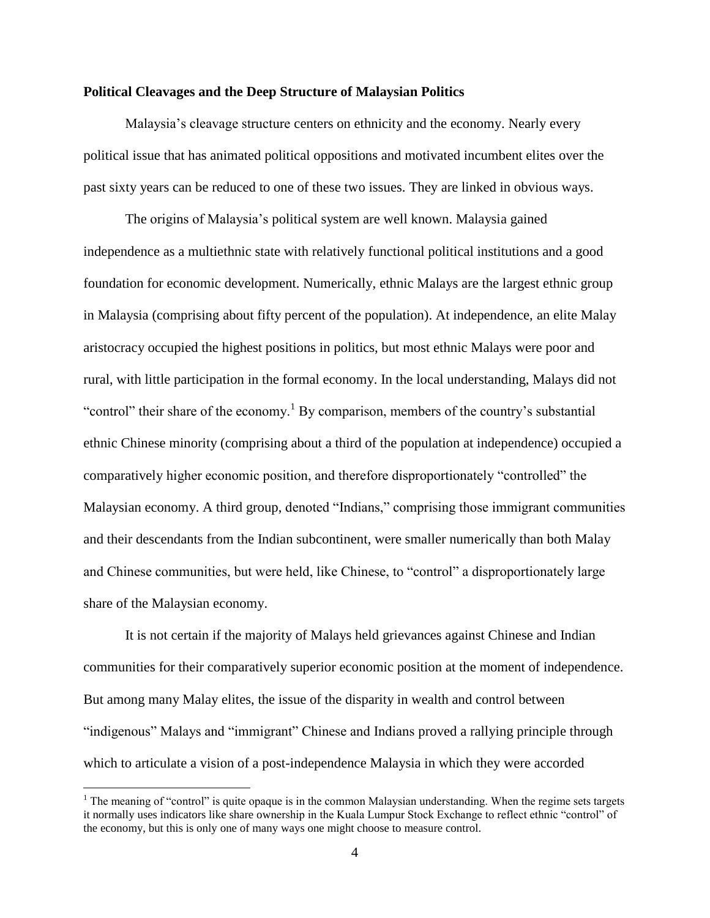**Political Cleavages and the Deep Structure of Malaysian Politics**

Malaysia's cleavage structure centers on ethnicity and the economy. Nearly every political issue that has animated political oppositions and motivated incumbent elites over the past sixty years can be reduced to one of these two issues. They are linked in obvious ways.

The origins of Malaysia's political system are well known. Malaysia gained independence as a multiethnic state with relatively functional political institutions and a good foundation for economic development. Numerically, ethnic Malays are the largest ethnic group in Malaysia (comprising about fifty percent of the population). At independence, an elite Malay aristocracy occupied the highest positions in politics, but most ethnic Malays were poor and rural, with little participation in the formal economy. In the local understanding, Malays did not "control" their share of the economy.[1] By comparison, members of the country's substantial ethnic Chinese minority (comprising about a third of the population at independence) occupied a comparatively higher economic position, and therefore disproportionately "controlled" the Malaysian economy. A third group, denoted "Indians," comprising those immigrant communities and their descendants from the Indian subcontinent, were smaller numerically than both Malay and Chinese communities, but were held, like Chinese, to "control" a disproportionately large share of the Malaysian economy.

It is not certain if the majority of Malays held grievances against Chinese and Indian communities for their comparatively superior economic position at the moment of independence. But among many Malay elites, the issue of the disparity in wealth and control between "indigenous" Malays and "immigrant" Chinese and Indians proved a rallying principle through which to articulate a vision of a post-independence Malaysia in which they were accorded

[1] The meaning of "control" is quite opaque is in the common Malaysian understanding. When the regime sets targets it normally uses indicators like share ownership in the Kuala Lumpur Stock Exchange to reflect ethnic "control" of the economy, but this is only one of many ways one might choose to measure control.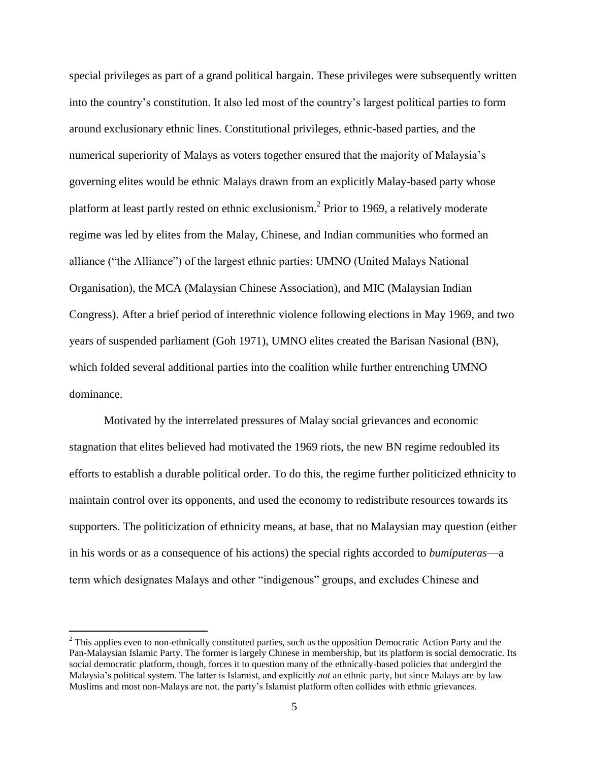special privileges as part of a grand political bargain. These privileges were subsequently written into the country's constitution. It also led most of the country's largest political parties to form around exclusionary ethnic lines. Constitutional privileges, ethnic-based parties, and the numerical superiority of Malays as voters together ensured that the majority of Malaysia's governing elites would be ethnic Malays drawn from an explicitly Malay-based party whose platform at least partly rested on ethnic exclusionism.[2] Prior to 1969, a relatively moderate regime was led by elites from the Malay, Chinese, and Indian communities who formed an alliance ("the Alliance") of the largest ethnic parties: UMNO (United Malays National Organisation), the MCA (Malaysian Chinese Association), and MIC (Malaysian Indian Congress). After a brief period of interethnic violence following elections in May 1969, and two years of suspended parliament (Goh 1971), UMNO elites created the Barisan Nasional (BN), which folded several additional parties into the coalition while further entrenching UMNO dominance.

Motivated by the interrelated pressures of Malay social grievances and economic stagnation that elites believed had motivated the 1969 riots, the new BN regime redoubled its efforts to establish a durable political order. To do this, the regime further politicized ethnicity to maintain control over its opponents, and used the economy to redistribute resources towards its supporters. The politicization of ethnicity means, at base, that no Malaysian may question (either in his words or as a consequence of his actions) the special rights accorded to *bumiputeras*—a term which designates Malays and other "indigenous" groups, and excludes Chinese and

[2] This applies even to non-ethnically constituted parties, such as the opposition Democratic Action Party and the Pan-Malaysian Islamic Party. The former is largely Chinese in membership, but its platform is social democratic. Its social democratic platform, though, forces it to question many of the ethnically-based policies that undergird the Malaysia's political system. The latter is Islamist, and explicitly *not* an ethnic party, but since Malays are by law Muslims and most non-Malays are not, the party's Islamist platform often collides with ethnic grievances.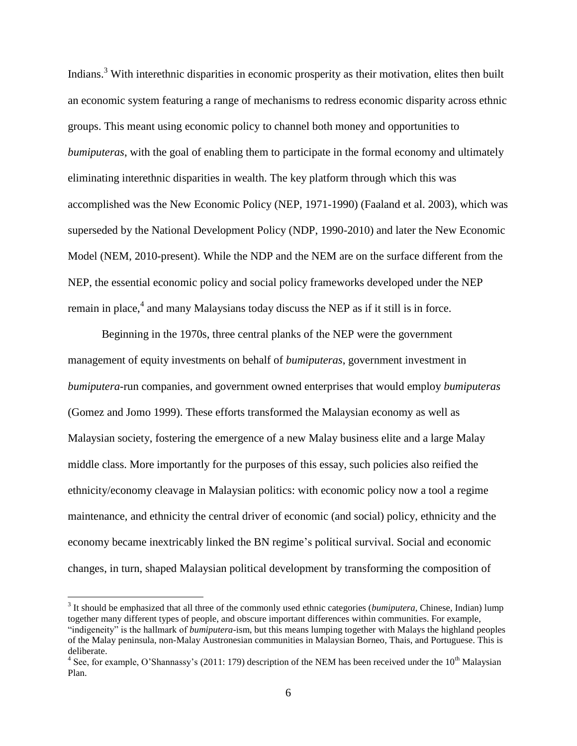Indians.[3] With interethnic disparities in economic prosperity as their motivation, elites then built an economic system featuring a range of mechanisms to redress economic disparity across ethnic groups. This meant using economic policy to channel both money and opportunities to *bumiputeras*, with the goal of enabling them to participate in the formal economy and ultimately eliminating interethnic disparities in wealth. The key platform through which this was accomplished was the New Economic Policy (NEP, 1971-1990) (Faaland et al. 2003), which was superseded by the National Development Policy (NDP, 1990-2010) and later the New Economic Model (NEM, 2010-present). While the NDP and the NEM are on the surface different from the NEP, the essential economic policy and social policy frameworks developed under the NEP remain in place,[4] and many Malaysians today discuss the NEP as if it still is in force.

Beginning in the 1970s, three central planks of the NEP were the government management of equity investments on behalf of *bumiputeras*, government investment in *bumiputera*-run companies, and government owned enterprises that would employ *bumiputeras* (Gomez and Jomo 1999). These efforts transformed the Malaysian economy as well as Malaysian society, fostering the emergence of a new Malay business elite and a large Malay middle class. More importantly for the purposes of this essay, such policies also reified the ethnicity/economy cleavage in Malaysian politics: with economic policy now a tool a regime maintenance, and ethnicity the central driver of economic (and social) policy, ethnicity and the economy became inextricably linked the BN regime's political survival. Social and economic changes, in turn, shaped Malaysian political development by transforming the composition of

---

[3] It should be emphasized that all three of the commonly used ethnic categories (*bumiputera*, Chinese, Indian) lump together many different types of people, and obscure important differences within communities. For example, "indigeneity" is the hallmark of *bumiputera*-ism, but this means lumping together with Malays the highland peoples of the Malay peninsula, non-Malay Austronesian communities in Malaysian Borneo, Thais, and Portuguese. This is deliberate.

[4] See, for example, O'Shannassy's (2011: 179) description of the NEM has been received under the 10th Malaysian Plan.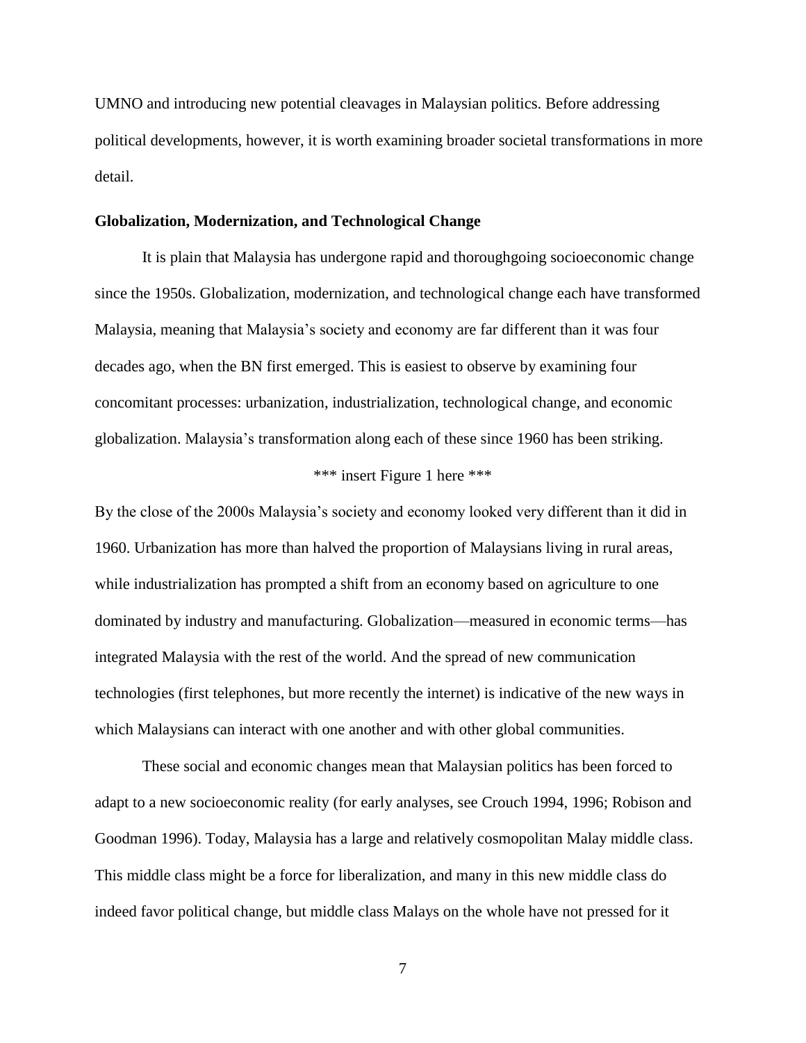UMNO and introducing new potential cleavages in Malaysian politics. Before addressing political developments, however, it is worth examining broader societal transformations in more detail.

**Globalization, Modernization, and Technological Change**

It is plain that Malaysia has undergone rapid and thoroughgoing socioeconomic change since the 1950s. Globalization, modernization, and technological change each have transformed Malaysia, meaning that Malaysia's society and economy are far different than it was four decades ago, when the BN first emerged. This is easiest to observe by examining four concomitant processes: urbanization, industrialization, technological change, and economic globalization. Malaysia's transformation along each of these since 1960 has been striking.

*** insert Figure 1 here ***

By the close of the 2000s Malaysia's society and economy looked very different than it did in 1960. Urbanization has more than halved the proportion of Malaysians living in rural areas, while industrialization has prompted a shift from an economy based on agriculture to one dominated by industry and manufacturing. Globalization—measured in economic terms—has integrated Malaysia with the rest of the world. And the spread of new communication technologies (first telephones, but more recently the internet) is indicative of the new ways in which Malaysians can interact with one another and with other global communities.

These social and economic changes mean that Malaysian politics has been forced to adapt to a new socioeconomic reality (for early analyses, see Crouch 1994, 1996; Robison and Goodman 1996). Today, Malaysia has a large and relatively cosmopolitan Malay middle class. This middle class might be a force for liberalization, and many in this new middle class do indeed favor political change, but middle class Malays on the whole have not pressed for it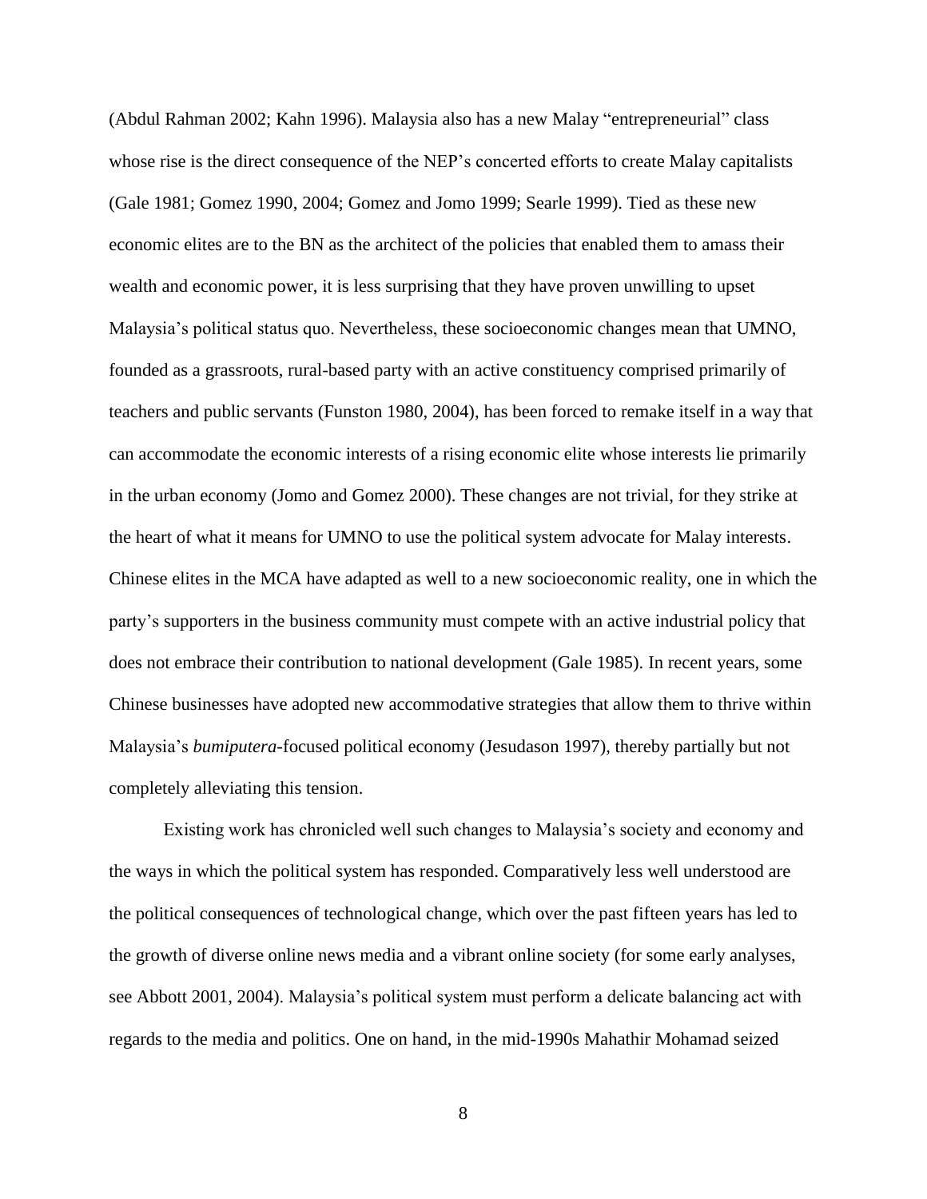(Abdul Rahman 2002; Kahn 1996). Malaysia also has a new Malay "entrepreneurial" class whose rise is the direct consequence of the NEP's concerted efforts to create Malay capitalists (Gale 1981; Gomez 1990, 2004; Gomez and Jomo 1999; Searle 1999). Tied as these new economic elites are to the BN as the architect of the policies that enabled them to amass their wealth and economic power, it is less surprising that they have proven unwilling to upset Malaysia's political status quo. Nevertheless, these socioeconomic changes mean that UMNO, founded as a grassroots, rural-based party with an active constituency comprised primarily of teachers and public servants (Funston 1980, 2004), has been forced to remake itself in a way that can accommodate the economic interests of a rising economic elite whose interests lie primarily in the urban economy (Jomo and Gomez 2000). These changes are not trivial, for they strike at the heart of what it means for UMNO to use the political system advocate for Malay interests. Chinese elites in the MCA have adapted as well to a new socioeconomic reality, one in which the party's supporters in the business community must compete with an active industrial policy that does not embrace their contribution to national development (Gale 1985). In recent years, some Chinese businesses have adopted new accommodative strategies that allow them to thrive within Malaysia's *bumiputera*-focused political economy (Jesudason 1997), thereby partially but not completely alleviating this tension.

Existing work has chronicled well such changes to Malaysia's society and economy and the ways in which the political system has responded. Comparatively less well understood are the political consequences of technological change, which over the past fifteen years has led to the growth of diverse online news media and a vibrant online society (for some early analyses, see Abbott 2001, 2004). Malaysia's political system must perform a delicate balancing act with regards to the media and politics. One on hand, in the mid-1990s Mahathir Mohamad seized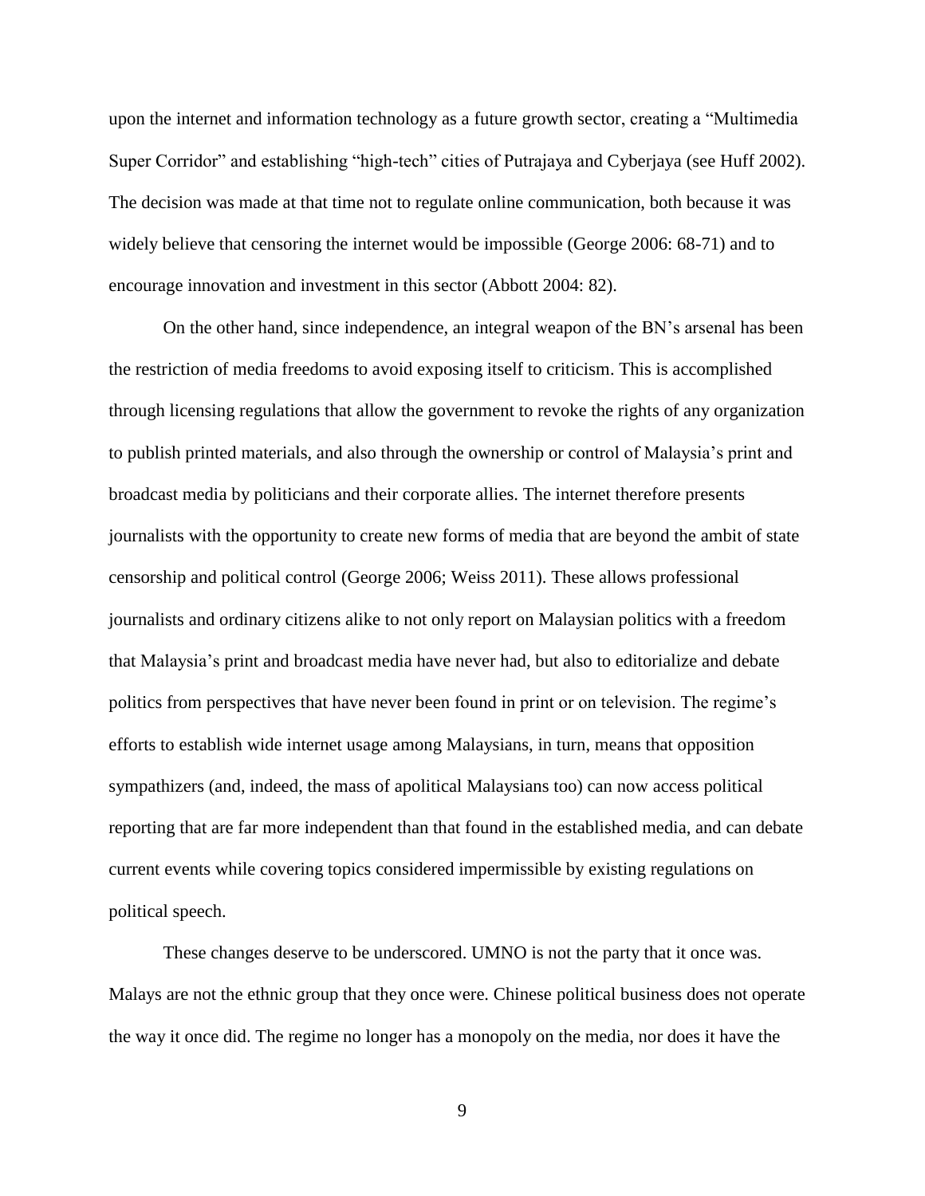upon the internet and information technology as a future growth sector, creating a "Multimedia Super Corridor" and establishing "high-tech" cities of Putrajaya and Cyberjaya (see Huff 2002). The decision was made at that time not to regulate online communication, both because it was widely believe that censoring the internet would be impossible (George 2006: 68-71) and to encourage innovation and investment in this sector (Abbott 2004: 82).

On the other hand, since independence, an integral weapon of the BN's arsenal has been the restriction of media freedoms to avoid exposing itself to criticism. This is accomplished through licensing regulations that allow the government to revoke the rights of any organization to publish printed materials, and also through the ownership or control of Malaysia's print and broadcast media by politicians and their corporate allies. The internet therefore presents journalists with the opportunity to create new forms of media that are beyond the ambit of state censorship and political control (George 2006; Weiss 2011). These allows professional journalists and ordinary citizens alike to not only report on Malaysian politics with a freedom that Malaysia's print and broadcast media have never had, but also to editorialize and debate politics from perspectives that have never been found in print or on television. The regime's efforts to establish wide internet usage among Malaysians, in turn, means that opposition sympathizers (and, indeed, the mass of apolitical Malaysians too) can now access political reporting that are far more independent than that found in the established media, and can debate current events while covering topics considered impermissible by existing regulations on political speech.

These changes deserve to be underscored. UMNO is not the party that it once was. Malays are not the ethnic group that they once were. Chinese political business does not operate the way it once did. The regime no longer has a monopoly on the media, nor does it have the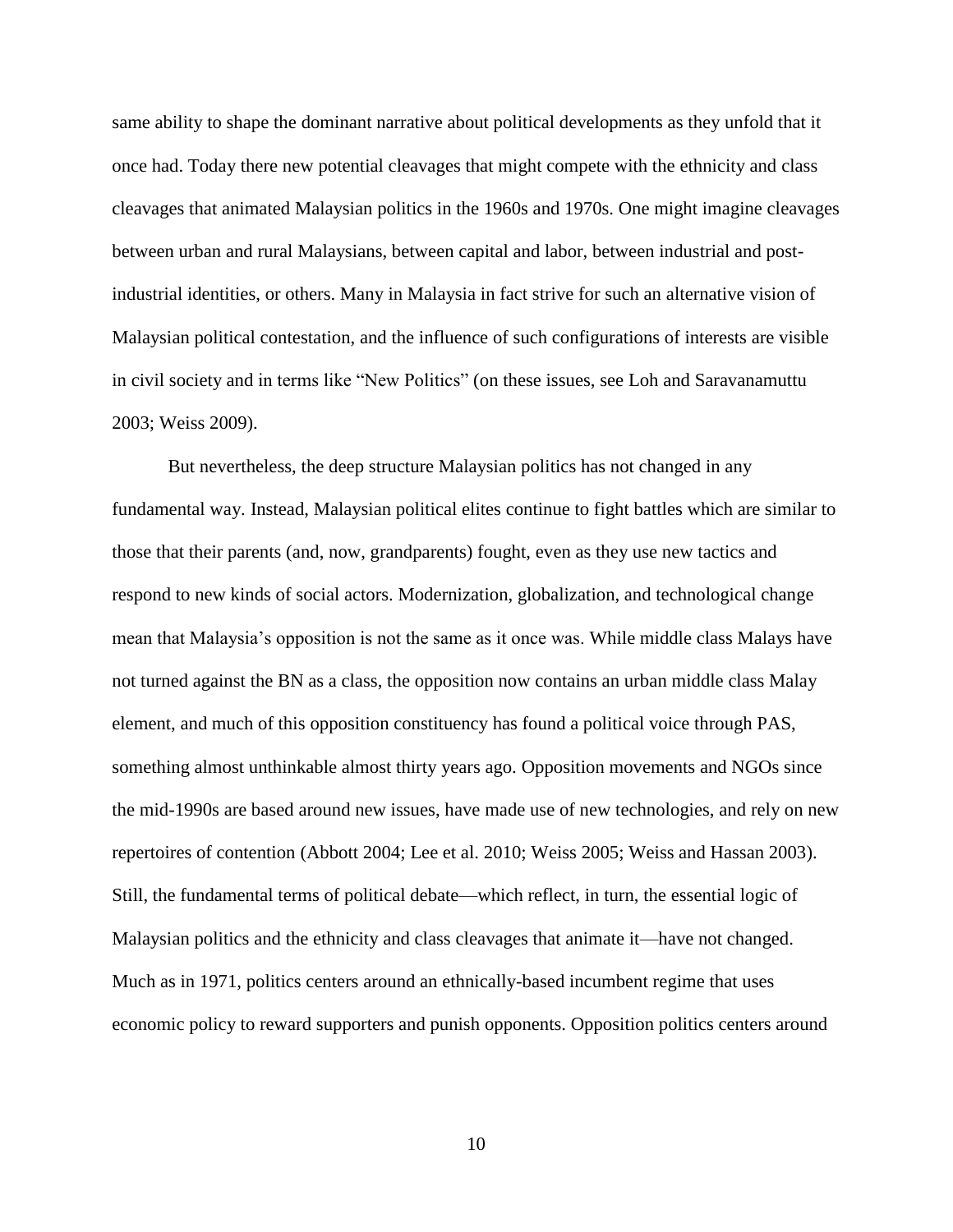same ability to shape the dominant narrative about political developments as they unfold that it once had. Today there new potential cleavages that might compete with the ethnicity and class cleavages that animated Malaysian politics in the 1960s and 1970s. One might imagine cleavages between urban and rural Malaysians, between capital and labor, between industrial and post-industrial identities, or others. Many in Malaysia in fact strive for such an alternative vision of Malaysian political contestation, and the influence of such configurations of interests are visible in civil society and in terms like "New Politics" (on these issues, see Loh and Saravanamuttu 2003; Weiss 2009).

But nevertheless, the deep structure Malaysian politics has not changed in any fundamental way. Instead, Malaysian political elites continue to fight battles which are similar to those that their parents (and, now, grandparents) fought, even as they use new tactics and respond to new kinds of social actors. Modernization, globalization, and technological change mean that Malaysia's opposition is not the same as it once was. While middle class Malays have not turned against the BN as a class, the opposition now contains an urban middle class Malay element, and much of this opposition constituency has found a political voice through PAS, something almost unthinkable almost thirty years ago. Opposition movements and NGOs since the mid-1990s are based around new issues, have made use of new technologies, and rely on new repertoires of contention (Abbott 2004; Lee et al. 2010; Weiss 2005; Weiss and Hassan 2003). Still, the fundamental terms of political debate—which reflect, in turn, the essential logic of Malaysian politics and the ethnicity and class cleavages that animate it—have not changed. Much as in 1971, politics centers around an ethnically-based incumbent regime that uses economic policy to reward supporters and punish opponents. Opposition politics centers around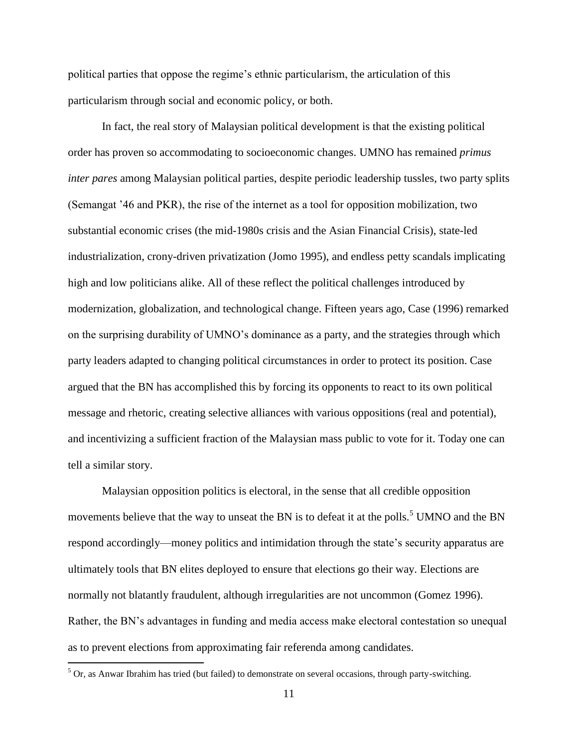political parties that oppose the regime's ethnic particularism, the articulation of this particularism through social and economic policy, or both.

In fact, the real story of Malaysian political development is that the existing political order has proven so accommodating to socioeconomic changes. UMNO has remained *primus inter pares* among Malaysian political parties, despite periodic leadership tussles, two party splits (Semangat '46 and PKR), the rise of the internet as a tool for opposition mobilization, two substantial economic crises (the mid-1980s crisis and the Asian Financial Crisis), state-led industrialization, crony-driven privatization (Jomo 1995), and endless petty scandals implicating high and low politicians alike. All of these reflect the political challenges introduced by modernization, globalization, and technological change. Fifteen years ago, Case (1996) remarked on the surprising durability of UMNO's dominance as a party, and the strategies through which party leaders adapted to changing political circumstances in order to protect its position. Case argued that the BN has accomplished this by forcing its opponents to react to its own political message and rhetoric, creating selective alliances with various oppositions (real and potential), and incentivizing a sufficient fraction of the Malaysian mass public to vote for it. Today one can tell a similar story.

Malaysian opposition politics is electoral, in the sense that all credible opposition movements believe that the way to unseat the BN is to defeat it at the polls.[5] UMNO and the BN respond accordingly—money politics and intimidation through the state's security apparatus are ultimately tools that BN elites deployed to ensure that elections go their way. Elections are normally not blatantly fraudulent, although irregularities are not uncommon (Gomez 1996). Rather, the BN's advantages in funding and media access make electoral contestation so unequal as to prevent elections from approximating fair referenda among candidates.

[5] Or, as Anwar Ibrahim has tried (but failed) to demonstrate on several occasions, through party-switching.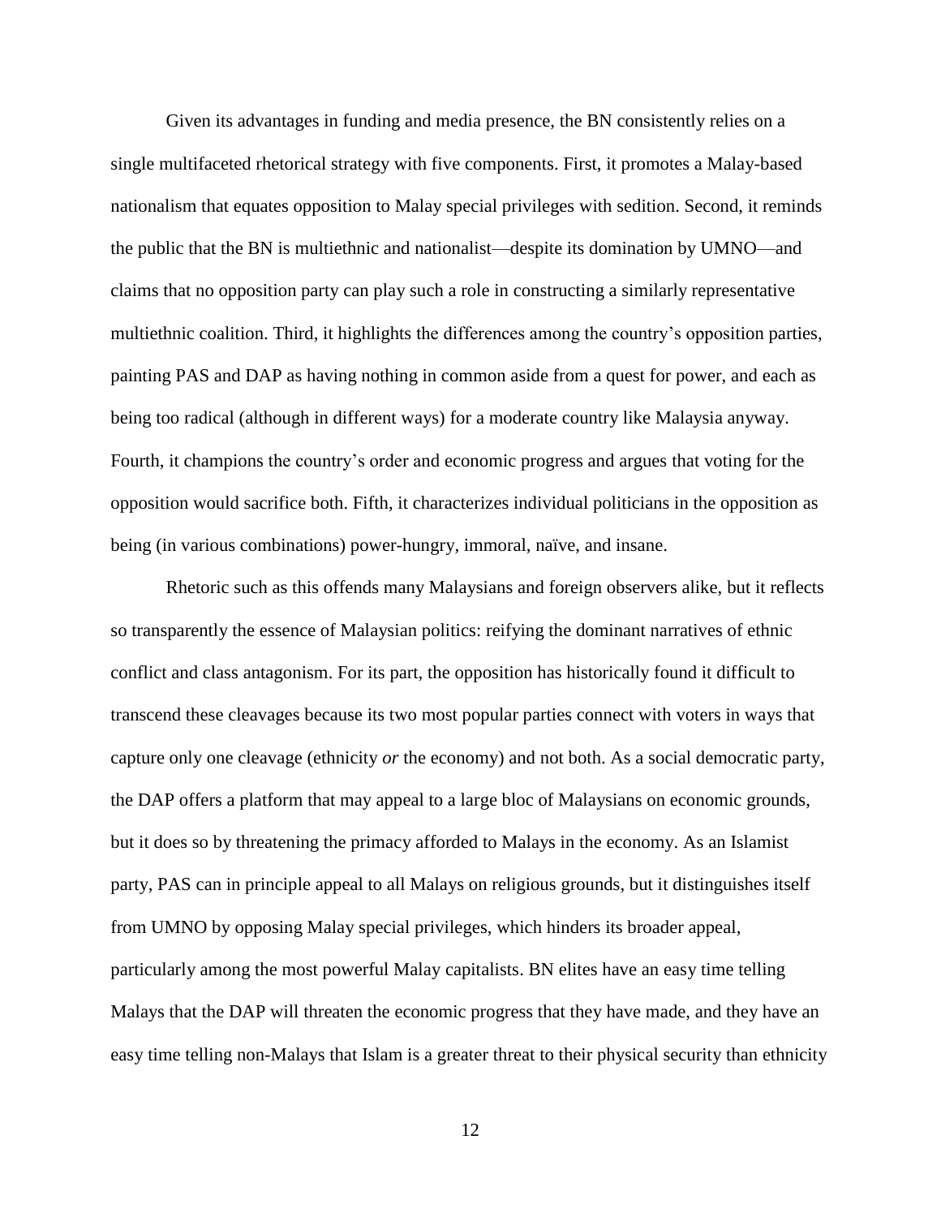Given its advantages in funding and media presence, the BN consistently relies on a single multifaceted rhetorical strategy with five components. First, it promotes a Malay-based nationalism that equates opposition to Malay special privileges with sedition. Second, it reminds the public that the BN is multiethnic and nationalist—despite its domination by UMNO—and claims that no opposition party can play such a role in constructing a similarly representative multiethnic coalition. Third, it highlights the differences among the country's opposition parties, painting PAS and DAP as having nothing in common aside from a quest for power, and each as being too radical (although in different ways) for a moderate country like Malaysia anyway. Fourth, it champions the country's order and economic progress and argues that voting for the opposition would sacrifice both. Fifth, it characterizes individual politicians in the opposition as being (in various combinations) power-hungry, immoral, naïve, and insane.

Rhetoric such as this offends many Malaysians and foreign observers alike, but it reflects so transparently the essence of Malaysian politics: reifying the dominant narratives of ethnic conflict and class antagonism. For its part, the opposition has historically found it difficult to transcend these cleavages because its two most popular parties connect with voters in ways that capture only one cleavage (ethnicity *or* the economy) and not both. As a social democratic party, the DAP offers a platform that may appeal to a large bloc of Malaysians on economic grounds, but it does so by threatening the primacy afforded to Malays in the economy. As an Islamist party, PAS can in principle appeal to all Malays on religious grounds, but it distinguishes itself from UMNO by opposing Malay special privileges, which hinders its broader appeal, particularly among the most powerful Malay capitalists. BN elites have an easy time telling Malays that the DAP will threaten the economic progress that they have made, and they have an easy time telling non-Malays that Islam is a greater threat to their physical security than ethnicity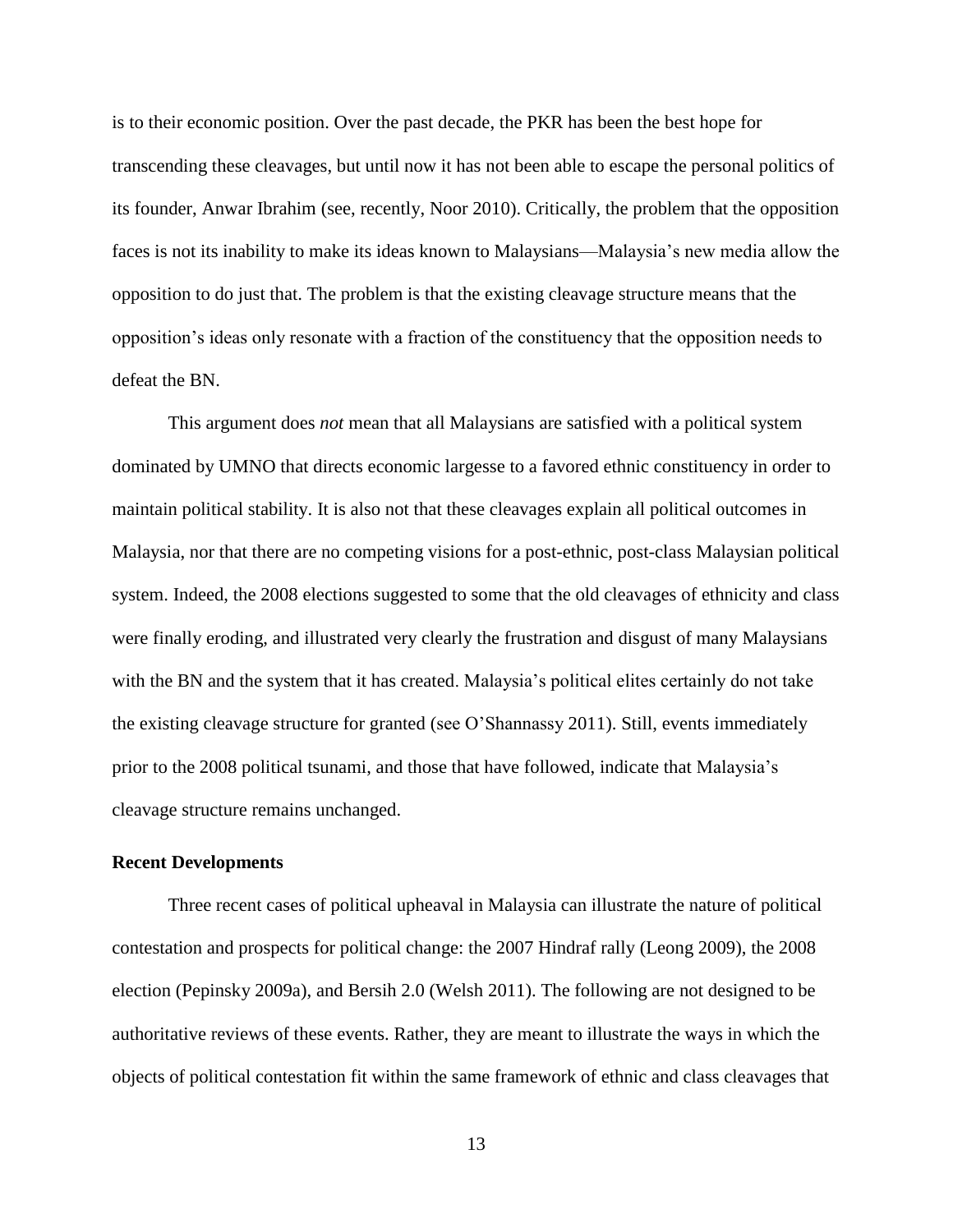is to their economic position. Over the past decade, the PKR has been the best hope for transcending these cleavages, but until now it has not been able to escape the personal politics of its founder, Anwar Ibrahim (see, recently, Noor 2010). Critically, the problem that the opposition faces is not its inability to make its ideas known to Malaysians—Malaysia's new media allow the opposition to do just that. The problem is that the existing cleavage structure means that the opposition's ideas only resonate with a fraction of the constituency that the opposition needs to defeat the BN.

This argument does *not* mean that all Malaysians are satisfied with a political system dominated by UMNO that directs economic largesse to a favored ethnic constituency in order to maintain political stability. It is also not that these cleavages explain all political outcomes in Malaysia, nor that there are no competing visions for a post-ethnic, post-class Malaysian political system. Indeed, the 2008 elections suggested to some that the old cleavages of ethnicity and class were finally eroding, and illustrated very clearly the frustration and disgust of many Malaysians with the BN and the system that it has created. Malaysia's political elites certainly do not take the existing cleavage structure for granted (see O'Shannassy 2011). Still, events immediately prior to the 2008 political tsunami, and those that have followed, indicate that Malaysia's cleavage structure remains unchanged.

**Recent Developments**

Three recent cases of political upheaval in Malaysia can illustrate the nature of political contestation and prospects for political change: the 2007 Hindraf rally (Leong 2009), the 2008 election (Pepinsky 2009a), and Bersih 2.0 (Welsh 2011). The following are not designed to be authoritative reviews of these events. Rather, they are meant to illustrate the ways in which the objects of political contestation fit within the same framework of ethnic and class cleavages that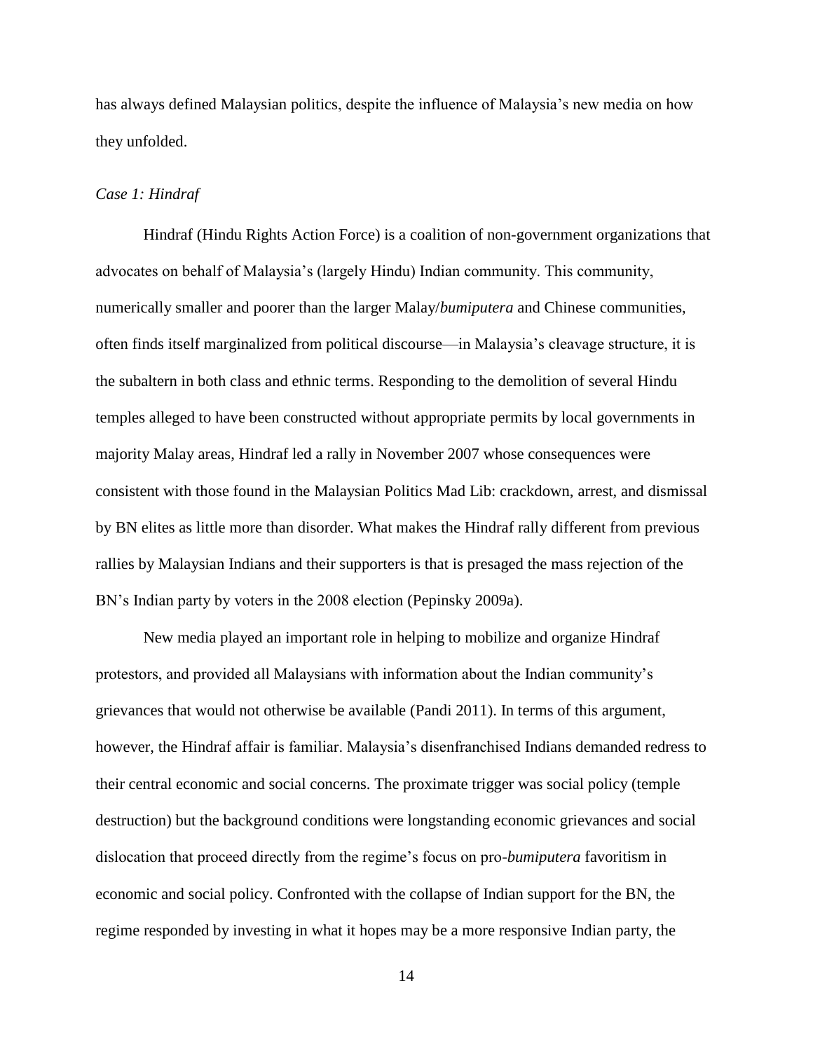has always defined Malaysian politics, despite the influence of Malaysia's new media on how they unfolded.

*Case 1: Hindraf*

Hindraf (Hindu Rights Action Force) is a coalition of non-government organizations that advocates on behalf of Malaysia's (largely Hindu) Indian community. This community, numerically smaller and poorer than the larger Malay/*bumiputera* and Chinese communities, often finds itself marginalized from political discourse—in Malaysia's cleavage structure, it is the subaltern in both class and ethnic terms. Responding to the demolition of several Hindu temples alleged to have been constructed without appropriate permits by local governments in majority Malay areas, Hindraf led a rally in November 2007 whose consequences were consistent with those found in the Malaysian Politics Mad Lib: crackdown, arrest, and dismissal by BN elites as little more than disorder. What makes the Hindraf rally different from previous rallies by Malaysian Indians and their supporters is that is presaged the mass rejection of the BN's Indian party by voters in the 2008 election (Pepinsky 2009a).

New media played an important role in helping to mobilize and organize Hindraf protestors, and provided all Malaysians with information about the Indian community's grievances that would not otherwise be available (Pandi 2011). In terms of this argument, however, the Hindraf affair is familiar. Malaysia's disenfranchised Indians demanded redress to their central economic and social concerns. The proximate trigger was social policy (temple destruction) but the background conditions were longstanding economic grievances and social dislocation that proceed directly from the regime's focus on pro-*bumiputera* favoritism in economic and social policy. Confronted with the collapse of Indian support for the BN, the regime responded by investing in what it hopes may be a more responsive Indian party, the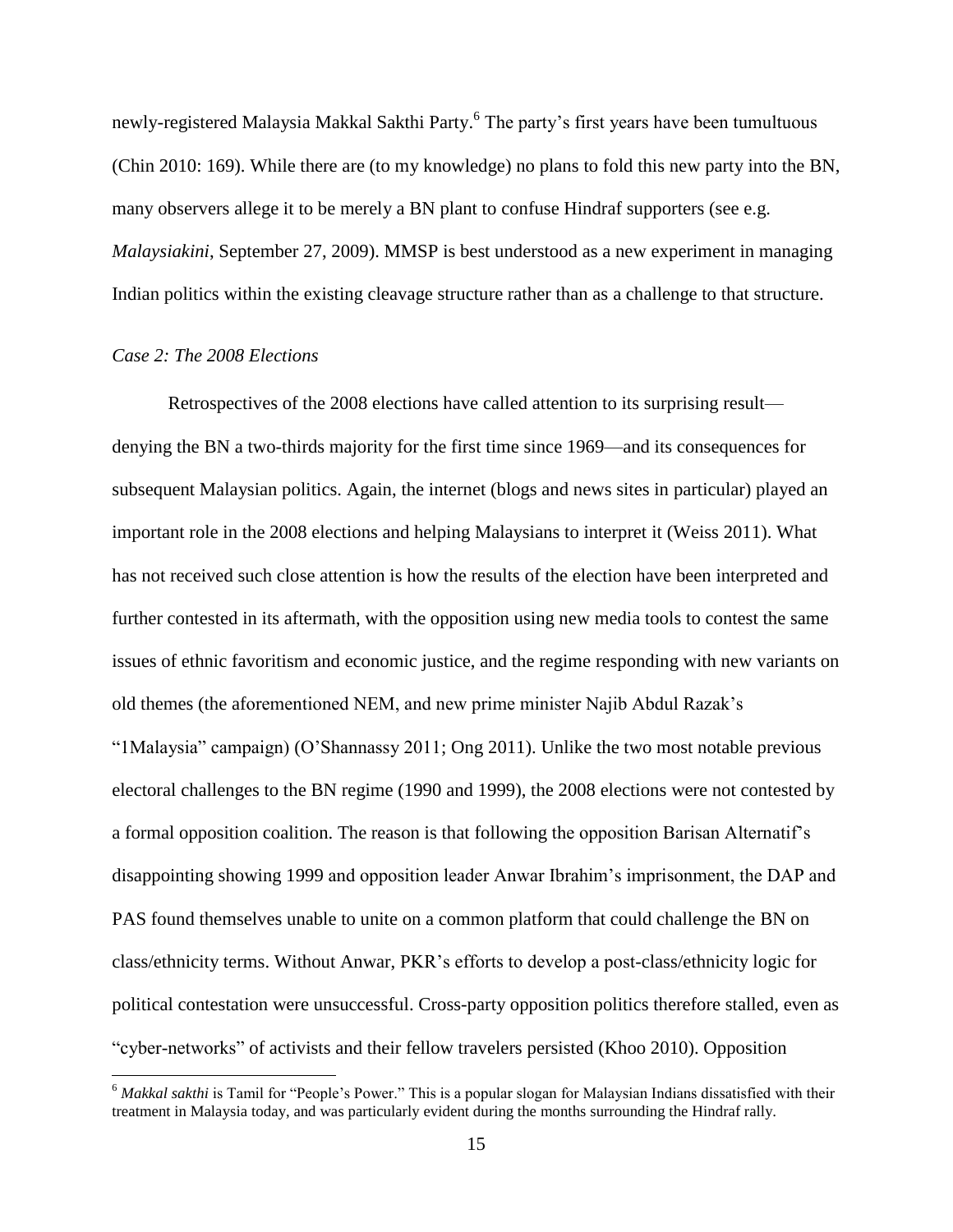newly-registered Malaysia Makkal Sakthi Party.[6] The party's first years have been tumultuous (Chin 2010: 169). While there are (to my knowledge) no plans to fold this new party into the BN, many observers allege it to be merely a BN plant to confuse Hindraf supporters (see e.g. *Malaysiakini*, September 27, 2009). MMSP is best understood as a new experiment in managing Indian politics within the existing cleavage structure rather than as a challenge to that structure.

*Case 2: The 2008 Elections*

Retrospectives of the 2008 elections have called attention to its surprising result—denying the BN a two-thirds majority for the first time since 1969—and its consequences for subsequent Malaysian politics. Again, the internet (blogs and news sites in particular) played an important role in the 2008 elections and helping Malaysians to interpret it (Weiss 2011). What has not received such close attention is how the results of the election have been interpreted and further contested in its aftermath, with the opposition using new media tools to contest the same issues of ethnic favoritism and economic justice, and the regime responding with new variants on old themes (the aforementioned NEM, and new prime minister Najib Abdul Razak's "1Malaysia" campaign) (O'Shannassy 2011; Ong 2011). Unlike the two most notable previous electoral challenges to the BN regime (1990 and 1999), the 2008 elections were not contested by a formal opposition coalition. The reason is that following the opposition Barisan Alternatif's disappointing showing 1999 and opposition leader Anwar Ibrahim's imprisonment, the DAP and PAS found themselves unable to unite on a common platform that could challenge the BN on class/ethnicity terms. Without Anwar, PKR's efforts to develop a post-class/ethnicity logic for political contestation were unsuccessful. Cross-party opposition politics therefore stalled, even as "cyber-networks" of activists and their fellow travelers persisted (Khoo 2010). Opposition

[6] *Makkal sakthi* is Tamil for "People's Power." This is a popular slogan for Malaysian Indians dissatisfied with their treatment in Malaysia today, and was particularly evident during the months surrounding the Hindraf rally.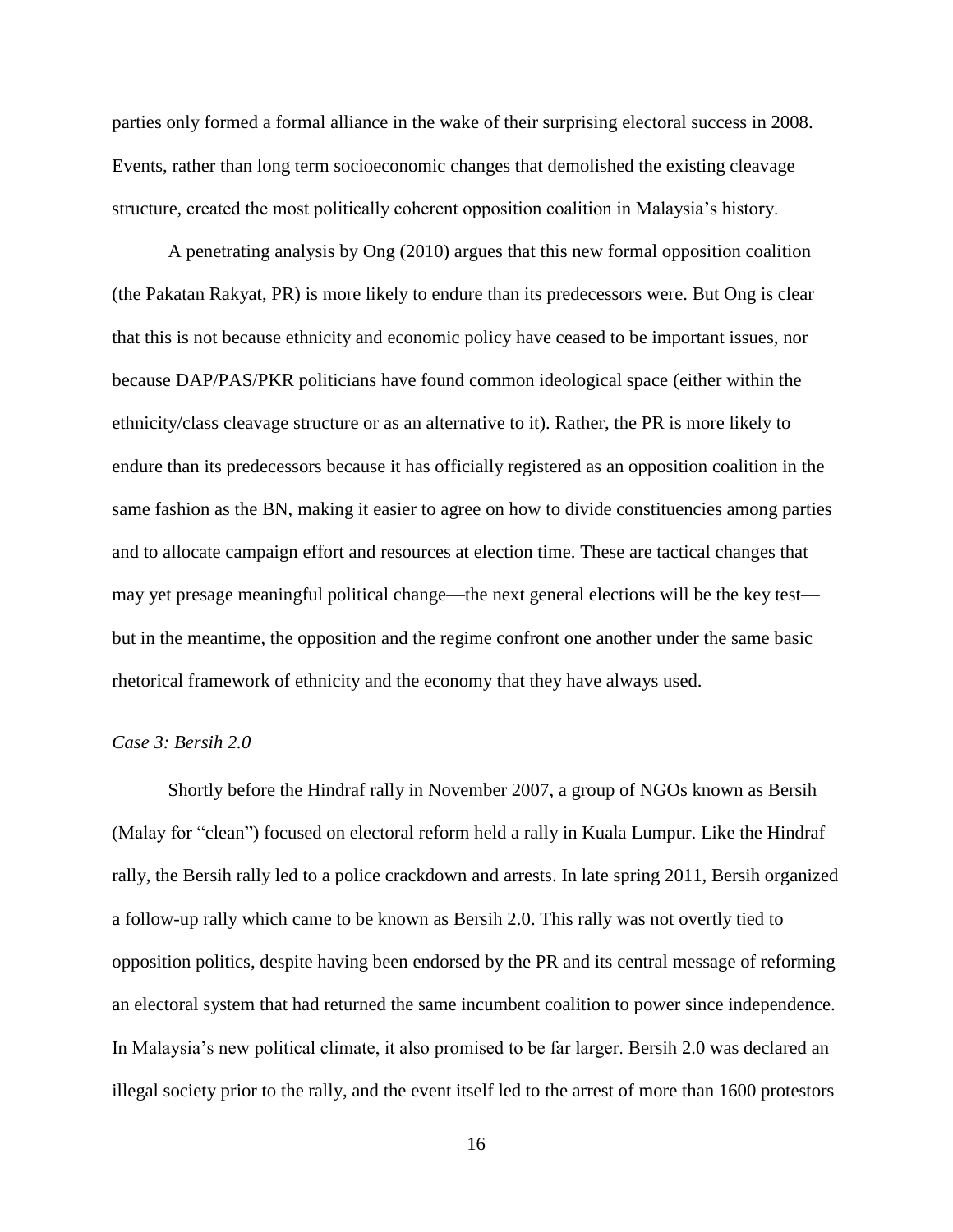parties only formed a formal alliance in the wake of their surprising electoral success in 2008. Events, rather than long term socioeconomic changes that demolished the existing cleavage structure, created the most politically coherent opposition coalition in Malaysia's history.

A penetrating analysis by Ong (2010) argues that this new formal opposition coalition (the Pakatan Rakyat, PR) is more likely to endure than its predecessors were. But Ong is clear that this is not because ethnicity and economic policy have ceased to be important issues, nor because DAP/PAS/PKR politicians have found common ideological space (either within the ethnicity/class cleavage structure or as an alternative to it). Rather, the PR is more likely to endure than its predecessors because it has officially registered as an opposition coalition in the same fashion as the BN, making it easier to agree on how to divide constituencies among parties and to allocate campaign effort and resources at election time. These are tactical changes that may yet presage meaningful political change—the next general elections will be the key test—but in the meantime, the opposition and the regime confront one another under the same basic rhetorical framework of ethnicity and the economy that they have always used.

*Case 3: Bersih 2.0*

Shortly before the Hindraf rally in November 2007, a group of NGOs known as Bersih (Malay for "clean") focused on electoral reform held a rally in Kuala Lumpur. Like the Hindraf rally, the Bersih rally led to a police crackdown and arrests. In late spring 2011, Bersih organized a follow-up rally which came to be known as Bersih 2.0. This rally was not overtly tied to opposition politics, despite having been endorsed by the PR and its central message of reforming an electoral system that had returned the same incumbent coalition to power since independence. In Malaysia's new political climate, it also promised to be far larger. Bersih 2.0 was declared an illegal society prior to the rally, and the event itself led to the arrest of more than 1600 protestors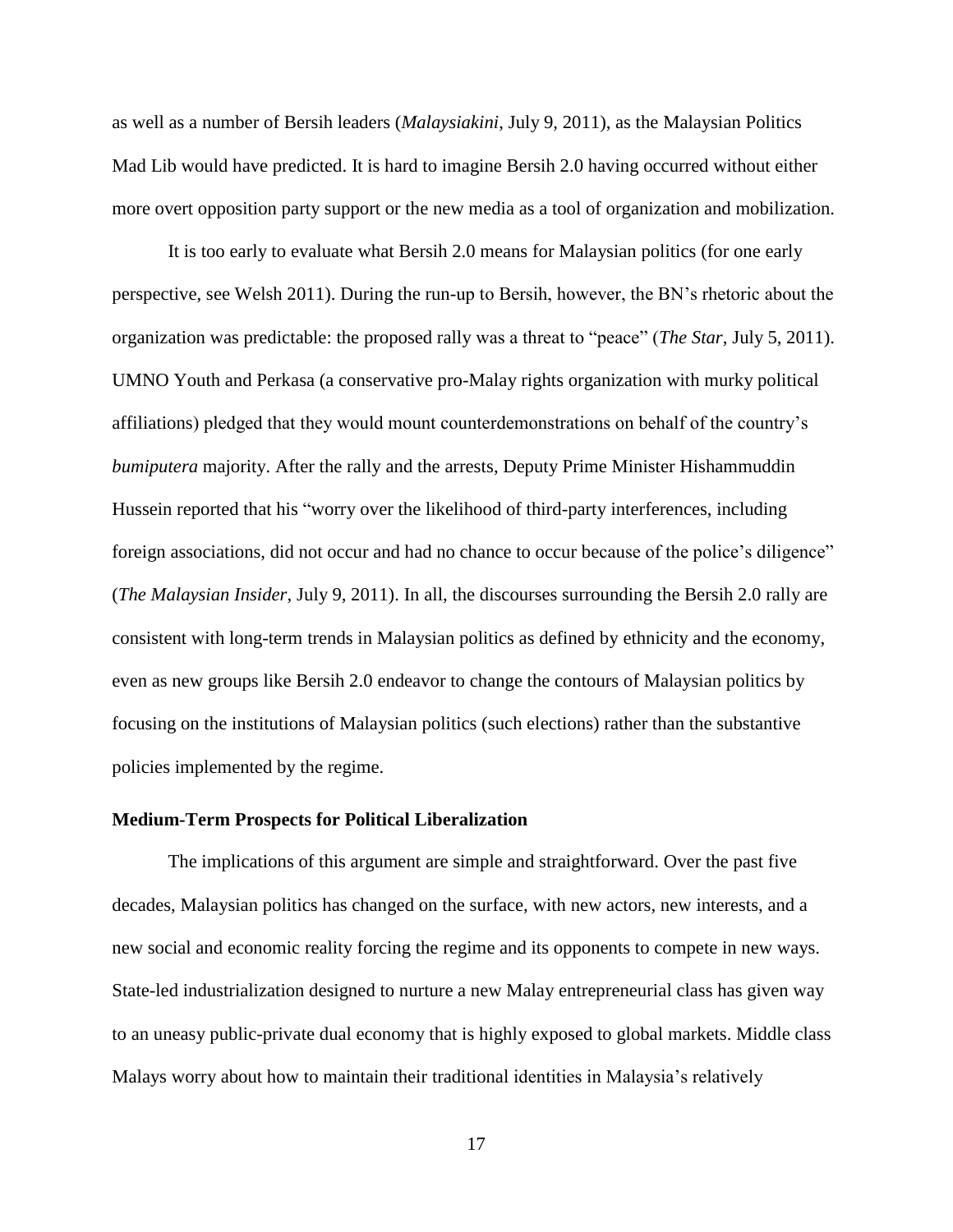as well as a number of Bersih leaders (*Malaysiakini*, July 9, 2011), as the Malaysian Politics Mad Lib would have predicted. It is hard to imagine Bersih 2.0 having occurred without either more overt opposition party support or the new media as a tool of organization and mobilization.

It is too early to evaluate what Bersih 2.0 means for Malaysian politics (for one early perspective, see Welsh 2011). During the run-up to Bersih, however, the BN's rhetoric about the organization was predictable: the proposed rally was a threat to "peace" (*The Star*, July 5, 2011). UMNO Youth and Perkasa (a conservative pro-Malay rights organization with murky political affiliations) pledged that they would mount counterdemonstrations on behalf of the country's *bumiputera* majority. After the rally and the arrests, Deputy Prime Minister Hishammuddin Hussein reported that his "worry over the likelihood of third-party interferences, including foreign associations, did not occur and had no chance to occur because of the police's diligence" (*The Malaysian Insider*, July 9, 2011). In all, the discourses surrounding the Bersih 2.0 rally are consistent with long-term trends in Malaysian politics as defined by ethnicity and the economy, even as new groups like Bersih 2.0 endeavor to change the contours of Malaysian politics by focusing on the institutions of Malaysian politics (such elections) rather than the substantive policies implemented by the regime.

### Medium-Term Prospects for Political Liberalization

The implications of this argument are simple and straightforward. Over the past five decades, Malaysian politics has changed on the surface, with new actors, new interests, and a new social and economic reality forcing the regime and its opponents to compete in new ways. State-led industrialization designed to nurture a new Malay entrepreneurial class has given way to an uneasy public-private dual economy that is highly exposed to global markets. Middle class Malays worry about how to maintain their traditional identities in Malaysia's relatively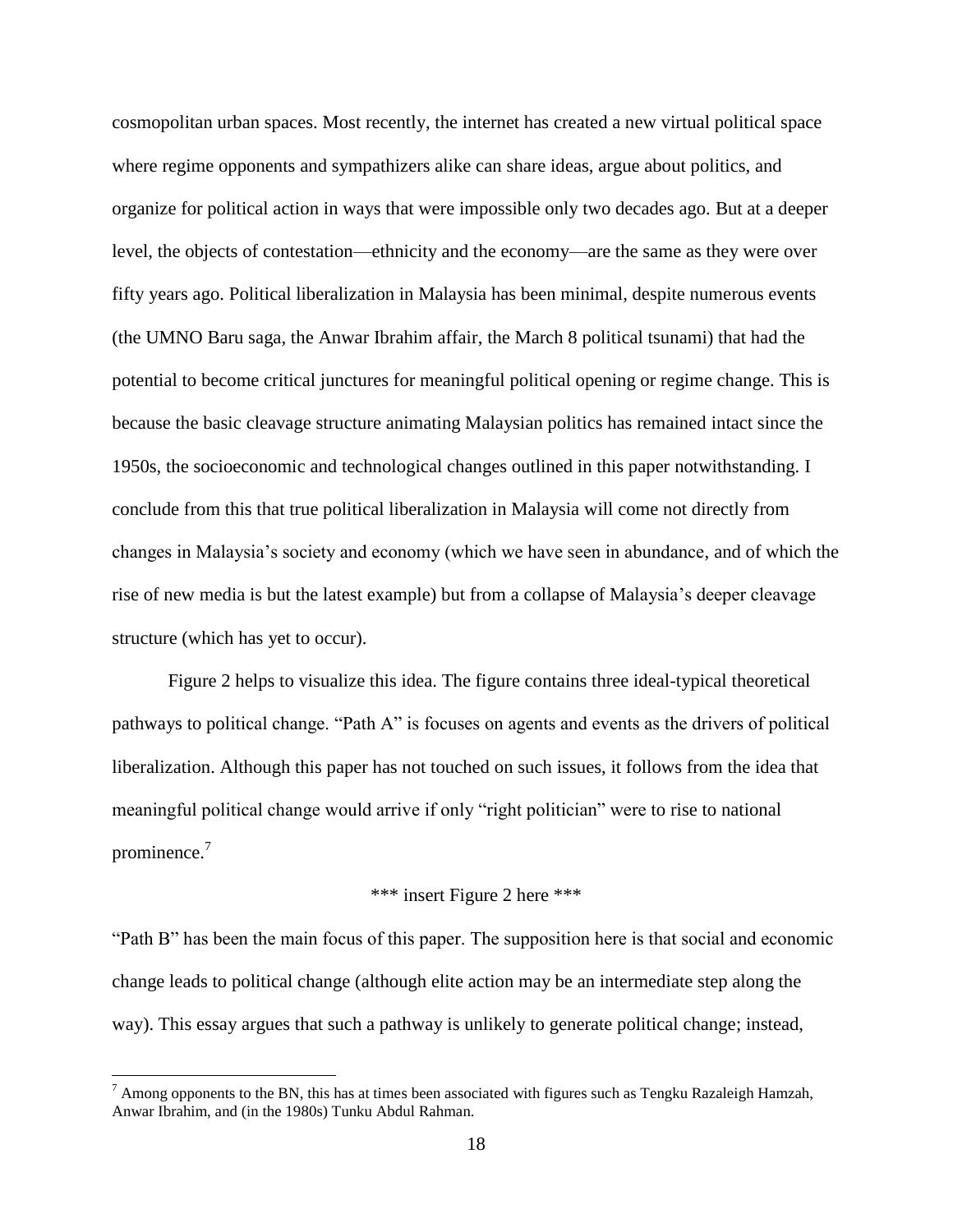cosmopolitan urban spaces. Most recently, the internet has created a new virtual political space where regime opponents and sympathizers alike can share ideas, argue about politics, and organize for political action in ways that were impossible only two decades ago. But at a deeper level, the objects of contestation—ethnicity and the economy—are the same as they were over fifty years ago. Political liberalization in Malaysia has been minimal, despite numerous events (the UMNO Baru saga, the Anwar Ibrahim affair, the March 8 political tsunami) that had the potential to become critical junctures for meaningful political opening or regime change. This is because the basic cleavage structure animating Malaysian politics has remained intact since the 1950s, the socioeconomic and technological changes outlined in this paper notwithstanding. I conclude from this that true political liberalization in Malaysia will come not directly from changes in Malaysia's society and economy (which we have seen in abundance, and of which the rise of new media is but the latest example) but from a collapse of Malaysia's deeper cleavage structure (which has yet to occur).

Figure 2 helps to visualize this idea. The figure contains three ideal-typical theoretical pathways to political change. "Path A" is focuses on agents and events as the drivers of political liberalization. Although this paper has not touched on such issues, it follows from the idea that meaningful political change would arrive if only "right politician" were to rise to national prominence.[7]

\*\*\* insert Figure 2 here \*\*\*

"Path B" has been the main focus of this paper. The supposition here is that social and economic change leads to political change (although elite action may be an intermediate step along the way). This essay argues that such a pathway is unlikely to generate political change; instead,

[7] Among opponents to the BN, this has at times been associated with figures such as Tengku Razaleigh Hamzah, Anwar Ibrahim, and (in the 1980s) Tunku Abdul Rahman.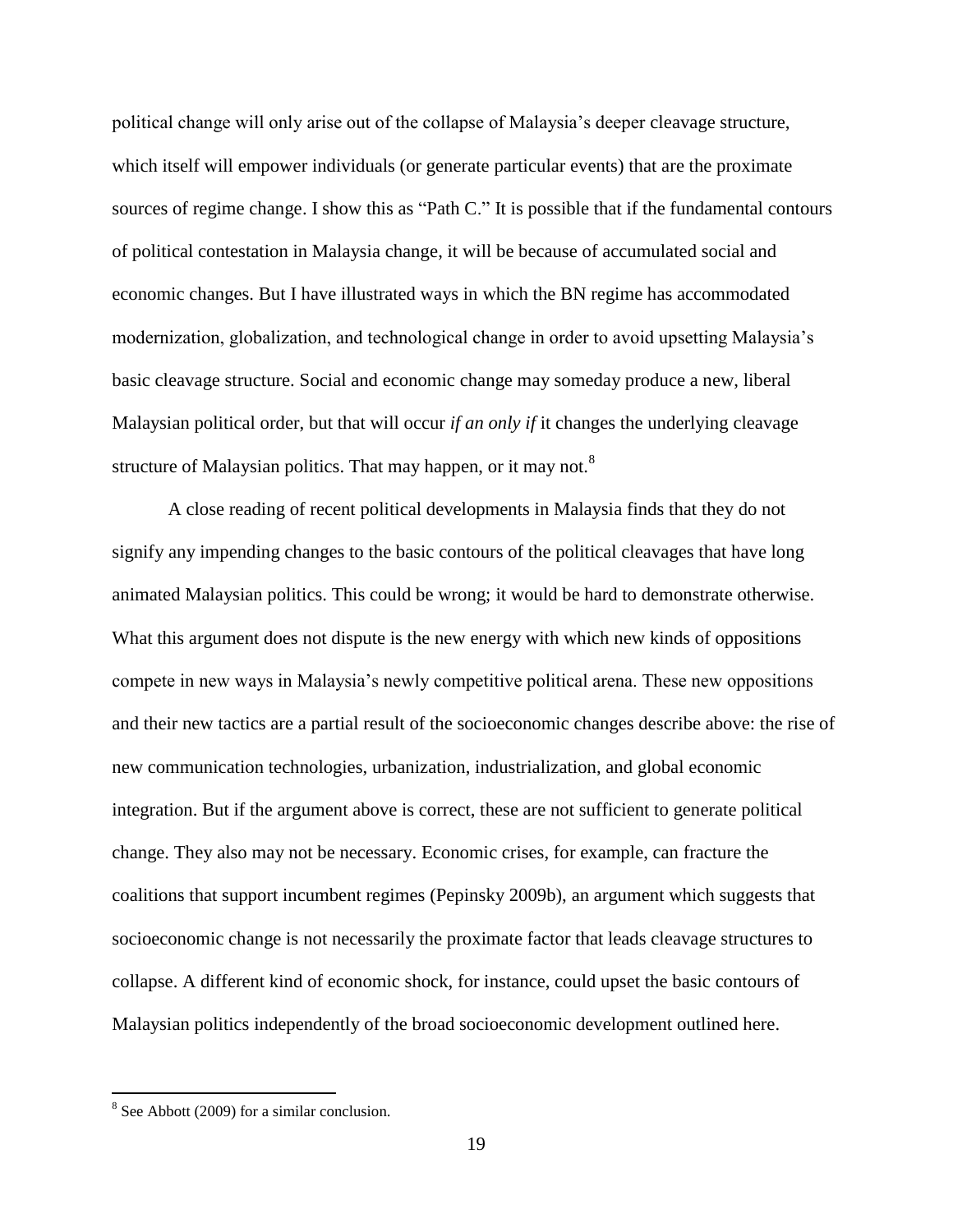political change will only arise out of the collapse of Malaysia's deeper cleavage structure, which itself will empower individuals (or generate particular events) that are the proximate sources of regime change. I show this as "Path C." It is possible that if the fundamental contours of political contestation in Malaysia change, it will be because of accumulated social and economic changes. But I have illustrated ways in which the BN regime has accommodated modernization, globalization, and technological change in order to avoid upsetting Malaysia's basic cleavage structure. Social and economic change may someday produce a new, liberal Malaysian political order, but that will occur *if an only if* it changes the underlying cleavage structure of Malaysian politics. That may happen, or it may not.[8]

A close reading of recent political developments in Malaysia finds that they do not signify any impending changes to the basic contours of the political cleavages that have long animated Malaysian politics. This could be wrong; it would be hard to demonstrate otherwise. What this argument does not dispute is the new energy with which new kinds of oppositions compete in new ways in Malaysia's newly competitive political arena. These new oppositions and their new tactics are a partial result of the socioeconomic changes describe above: the rise of new communication technologies, urbanization, industrialization, and global economic integration. But if the argument above is correct, these are not sufficient to generate political change. They also may not be necessary. Economic crises, for example, can fracture the coalitions that support incumbent regimes (Pepinsky 2009b), an argument which suggests that socioeconomic change is not necessarily the proximate factor that leads cleavage structures to collapse. A different kind of economic shock, for instance, could upset the basic contours of Malaysian politics independently of the broad socioeconomic development outlined here.

[8] See Abbott (2009) for a similar conclusion.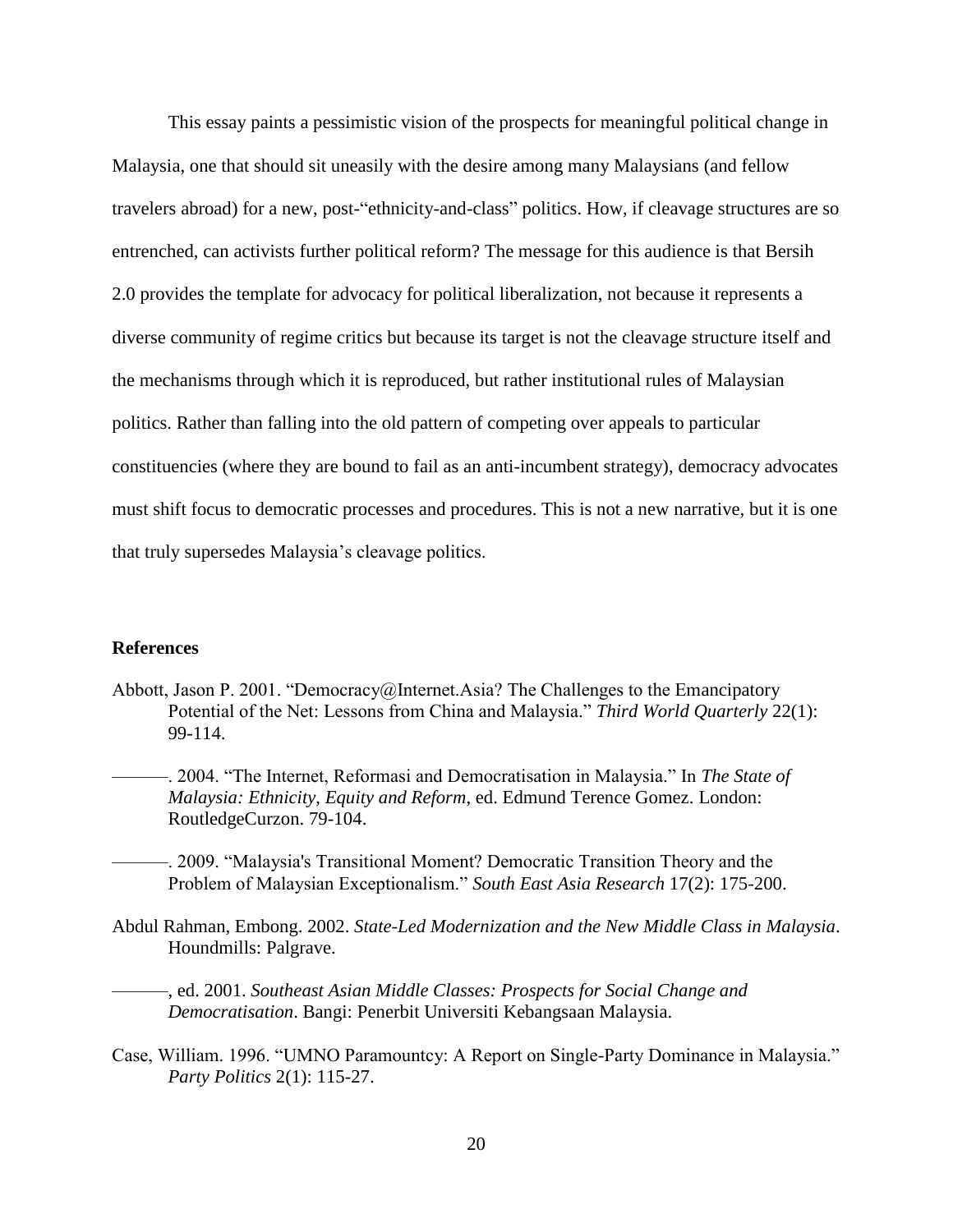This essay paints a pessimistic vision of the prospects for meaningful political change in Malaysia, one that should sit uneasily with the desire among many Malaysians (and fellow travelers abroad) for a new, post-"ethnicity-and-class" politics. How, if cleavage structures are so entrenched, can activists further political reform? The message for this audience is that Bersih 2.0 provides the template for advocacy for political liberalization, not because it represents a diverse community of regime critics but because its target is not the cleavage structure itself and the mechanisms through which it is reproduced, but rather institutional rules of Malaysian politics. Rather than falling into the old pattern of competing over appeals to particular constituencies (where they are bound to fail as an anti-incumbent strategy), democracy advocates must shift focus to democratic processes and procedures. This is not a new narrative, but it is one that truly supersedes Malaysia's cleavage politics.

## References

Abbott, Jason P. 2001. "Democracy@Internet.Asia? The Challenges to the Emancipatory Potential of the Net: Lessons from China and Malaysia." *Third World Quarterly* 22(1): 99-114.

———. 2004. "The Internet, Reformasi and Democratisation in Malaysia." In *The State of Malaysia: Ethnicity, Equity and Reform*, ed. Edmund Terence Gomez. London: RoutledgeCurzon. 79-104.

———. 2009. "Malaysia's Transitional Moment? Democratic Transition Theory and the Problem of Malaysian Exceptionalism." *South East Asia Research* 17(2): 175-200.

Abdul Rahman, Embong. 2002. *State-Led Modernization and the New Middle Class in Malaysia*. Houndmills: Palgrave.

———, ed. 2001. *Southeast Asian Middle Classes: Prospects for Social Change and Democratisation*. Bangi: Penerbit Universiti Kebangsaan Malaysia.

Case, William. 1996. "UMNO Paramountcy: A Report on Single-Party Dominance in Malaysia." *Party Politics* 2(1): 115-27.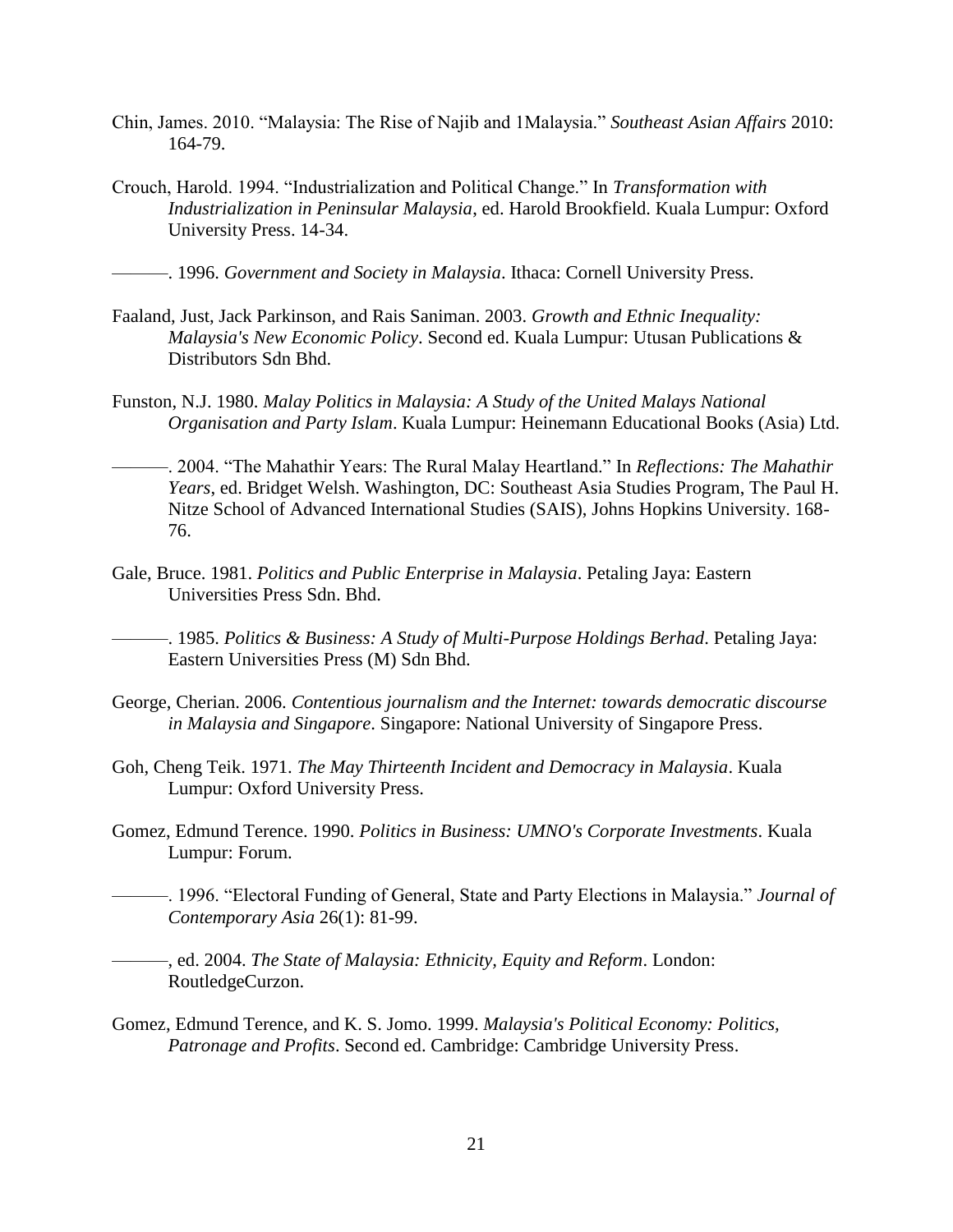Chin, James. 2010. "Malaysia: The Rise of Najib and 1Malaysia." *Southeast Asian Affairs* 2010: 164-79.

Crouch, Harold. 1994. "Industrialization and Political Change." In *Transformation with Industrialization in Peninsular Malaysia*, ed. Harold Brookfield. Kuala Lumpur: Oxford University Press. 14-34.

———. 1996. *Government and Society in Malaysia*. Ithaca: Cornell University Press.

Faaland, Just, Jack Parkinson, and Rais Saniman. 2003. *Growth and Ethnic Inequality: Malaysia's New Economic Policy*. Second ed. Kuala Lumpur: Utusan Publications & Distributors Sdn Bhd.

Funston, N.J. 1980. *Malay Politics in Malaysia: A Study of the United Malays National Organisation and Party Islam*. Kuala Lumpur: Heinemann Educational Books (Asia) Ltd.

———. 2004. "The Mahathir Years: The Rural Malay Heartland." In *Reflections: The Mahathir Years*, ed. Bridget Welsh. Washington, DC: Southeast Asia Studies Program, The Paul H. Nitze School of Advanced International Studies (SAIS), Johns Hopkins University. 168-76.

Gale, Bruce. 1981. *Politics and Public Enterprise in Malaysia*. Petaling Jaya: Eastern Universities Press Sdn. Bhd.

———. 1985. *Politics & Business: A Study of Multi-Purpose Holdings Berhad*. Petaling Jaya: Eastern Universities Press (M) Sdn Bhd.

George, Cherian. 2006. *Contentious journalism and the Internet: towards democratic discourse in Malaysia and Singapore*. Singapore: National University of Singapore Press.

Goh, Cheng Teik. 1971. *The May Thirteenth Incident and Democracy in Malaysia*. Kuala Lumpur: Oxford University Press.

Gomez, Edmund Terence. 1990. *Politics in Business: UMNO's Corporate Investments*. Kuala Lumpur: Forum.

———. 1996. "Electoral Funding of General, State and Party Elections in Malaysia." *Journal of Contemporary Asia* 26(1): 81-99.

———, ed. 2004. *The State of Malaysia: Ethnicity, Equity and Reform*. London: RoutledgeCurzon.

Gomez, Edmund Terence, and K. S. Jomo. 1999. *Malaysia's Political Economy: Politics, Patronage and Profits*. Second ed. Cambridge: Cambridge University Press.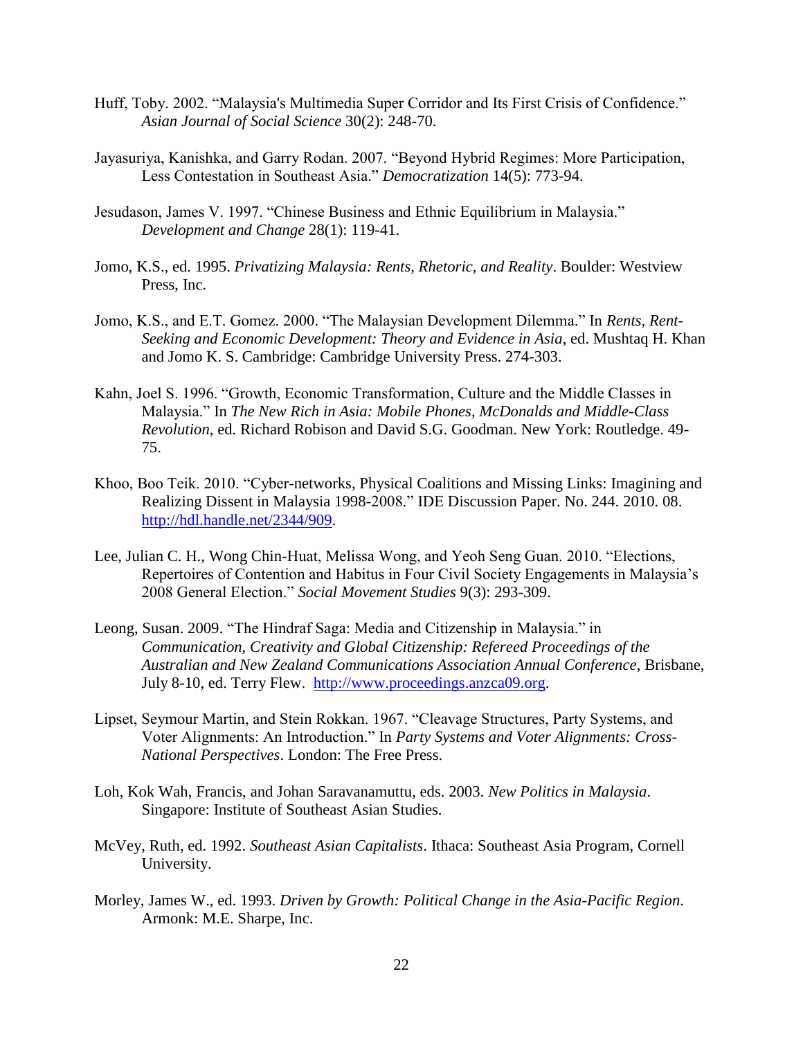Huff, Toby. 2002. “Malaysia's Multimedia Super Corridor and Its First Crisis of Confidence.” *Asian Journal of Social Science* 30(2): 248-70.

Jayasuriya, Kanishka, and Garry Rodan. 2007. “Beyond Hybrid Regimes: More Participation, Less Contestation in Southeast Asia.” *Democratization* 14(5): 773-94.

Jesudason, James V. 1997. “Chinese Business and Ethnic Equilibrium in Malaysia.” *Development and Change* 28(1): 119-41.

Jomo, K.S., ed. 1995. *Privatizing Malaysia: Rents, Rhetoric, and Reality*. Boulder: Westview Press, Inc.

Jomo, K.S., and E.T. Gomez. 2000. “The Malaysian Development Dilemma.” In *Rents, Rent-Seeking and Economic Development: Theory and Evidence in Asia*, ed. Mushtaq H. Khan and Jomo K. S. Cambridge: Cambridge University Press. 274-303.

Kahn, Joel S. 1996. “Growth, Economic Transformation, Culture and the Middle Classes in Malaysia.” In *The New Rich in Asia: Mobile Phones, McDonalds and Middle-Class Revolution*, ed. Richard Robison and David S.G. Goodman. New York: Routledge. 49-75.

Khoo, Boo Teik. 2010. “Cyber-networks, Physical Coalitions and Missing Links: Imagining and Realizing Dissent in Malaysia 1998-2008.” IDE Discussion Paper. No. 244. 2010. 08. http://hdl.handle.net/2344/909.

Lee, Julian C. H., Wong Chin-Huat, Melissa Wong, and Yeoh Seng Guan. 2010. “Elections, Repertoires of Contention and Habitus in Four Civil Society Engagements in Malaysia’s 2008 General Election.” *Social Movement Studies* 9(3): 293-309.

Leong, Susan. 2009. “The Hindraf Saga: Media and Citizenship in Malaysia.” in *Communication, Creativity and Global Citizenship: Refereed Proceedings of the Australian and New Zealand Communications Association Annual Conference*, Brisbane, July 8-10, ed. Terry Flew. http://www.proceedings.anzca09.org.

Lipset, Seymour Martin, and Stein Rokkan. 1967. “Cleavage Structures, Party Systems, and Voter Alignments: An Introduction.” In *Party Systems and Voter Alignments: Cross-National Perspectives*. London: The Free Press.

Loh, Kok Wah, Francis, and Johan Saravanamuttu, eds. 2003. *New Politics in Malaysia*. Singapore: Institute of Southeast Asian Studies.

McVey, Ruth, ed. 1992. *Southeast Asian Capitalists*. Ithaca: Southeast Asia Program, Cornell University.

Morley, James W., ed. 1993. *Driven by Growth: Political Change in the Asia-Pacific Region*. Armonk: M.E. Sharpe, Inc.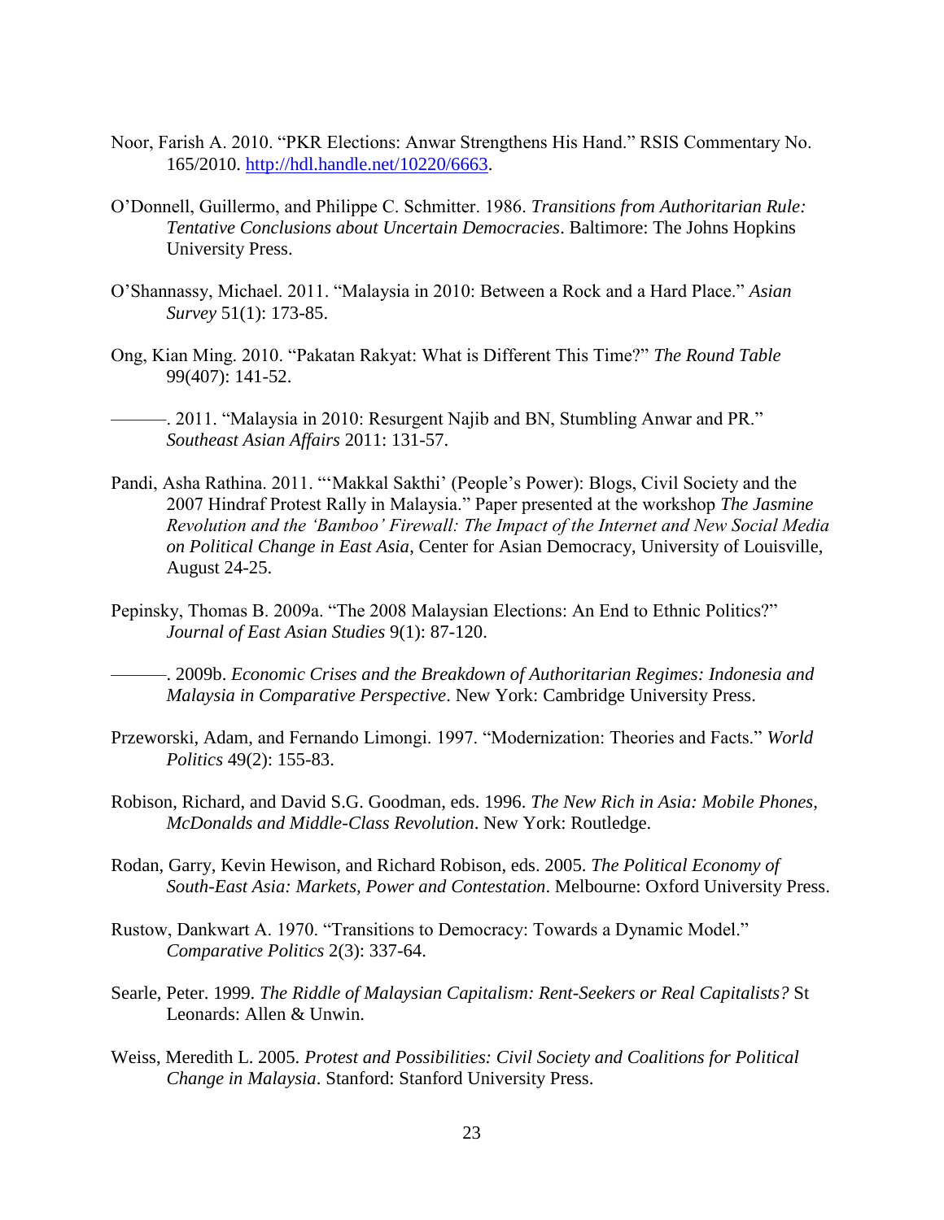Noor, Farish A. 2010. "PKR Elections: Anwar Strengthens His Hand." RSIS Commentary No. 165/2010. http://hdl.handle.net/10220/6663.

O'Donnell, Guillermo, and Philippe C. Schmitter. 1986. *Transitions from Authoritarian Rule: Tentative Conclusions about Uncertain Democracies*. Baltimore: The Johns Hopkins University Press.

O'Shannassy, Michael. 2011. "Malaysia in 2010: Between a Rock and a Hard Place." *Asian Survey* 51(1): 173-85.

Ong, Kian Ming. 2010. "Pakatan Rakyat: What is Different This Time?" *The Round Table* 99(407): 141-52.

———. 2011. "Malaysia in 2010: Resurgent Najib and BN, Stumbling Anwar and PR." *Southeast Asian Affairs* 2011: 131-57.

Pandi, Asha Rathina. 2011. "'Makkal Sakthi' (People's Power): Blogs, Civil Society and the 2007 Hindraf Protest Rally in Malaysia." Paper presented at the workshop *The Jasmine Revolution and the 'Bamboo' Firewall: The Impact of the Internet and New Social Media on Political Change in East Asia*, Center for Asian Democracy, University of Louisville, August 24-25.

Pepinsky, Thomas B. 2009a. "The 2008 Malaysian Elections: An End to Ethnic Politics?" *Journal of East Asian Studies* 9(1): 87-120.

———. 2009b. *Economic Crises and the Breakdown of Authoritarian Regimes: Indonesia and Malaysia in Comparative Perspective*. New York: Cambridge University Press.

Przeworski, Adam, and Fernando Limongi. 1997. "Modernization: Theories and Facts." *World Politics* 49(2): 155-83.

Robison, Richard, and David S.G. Goodman, eds. 1996. *The New Rich in Asia: Mobile Phones, McDonalds and Middle-Class Revolution*. New York: Routledge.

Rodan, Garry, Kevin Hewison, and Richard Robison, eds. 2005. *The Political Economy of South-East Asia: Markets, Power and Contestation*. Melbourne: Oxford University Press.

Rustow, Dankwart A. 1970. "Transitions to Democracy: Towards a Dynamic Model." *Comparative Politics* 2(3): 337-64.

Searle, Peter. 1999. *The Riddle of Malaysian Capitalism: Rent-Seekers or Real Capitalists?* St Leonards: Allen & Unwin.

Weiss, Meredith L. 2005. *Protest and Possibilities: Civil Society and Coalitions for Political Change in Malaysia*. Stanford: Stanford University Press.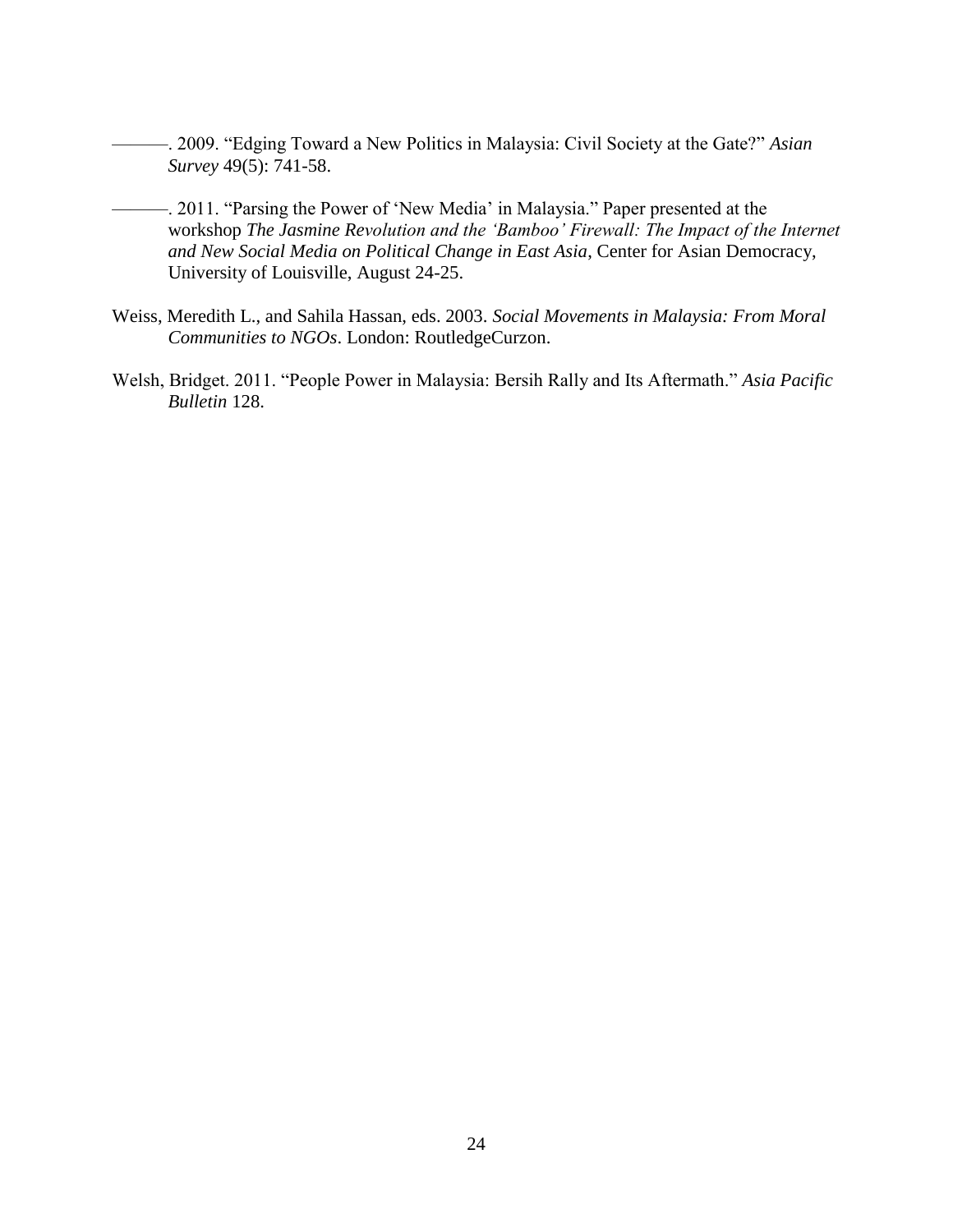———. 2009. "Edging Toward a New Politics in Malaysia: Civil Society at the Gate?" *Asian Survey* 49(5): 741-58.

———. 2011. "Parsing the Power of 'New Media' in Malaysia." Paper presented at the workshop *The Jasmine Revolution and the 'Bamboo' Firewall: The Impact of the Internet and New Social Media on Political Change in East Asia*, Center for Asian Democracy, University of Louisville, August 24-25.

Weiss, Meredith L., and Sahila Hassan, eds. 2003. *Social Movements in Malaysia: From Moral Communities to NGOs*. London: RoutledgeCurzon.

Welsh, Bridget. 2011. "People Power in Malaysia: Bersih Rally and Its Aftermath." *Asia Pacific Bulletin* 128.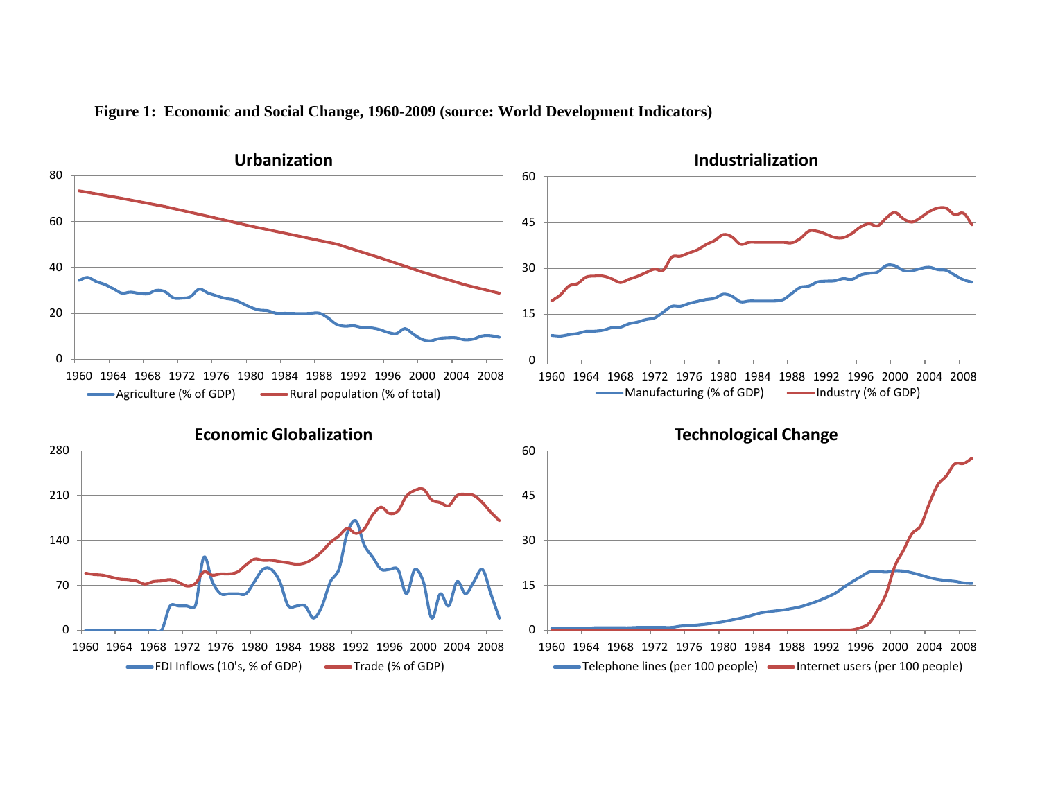**Figure 1: Economic and Social Change, 1960-2009 (source: World Development Indicators)**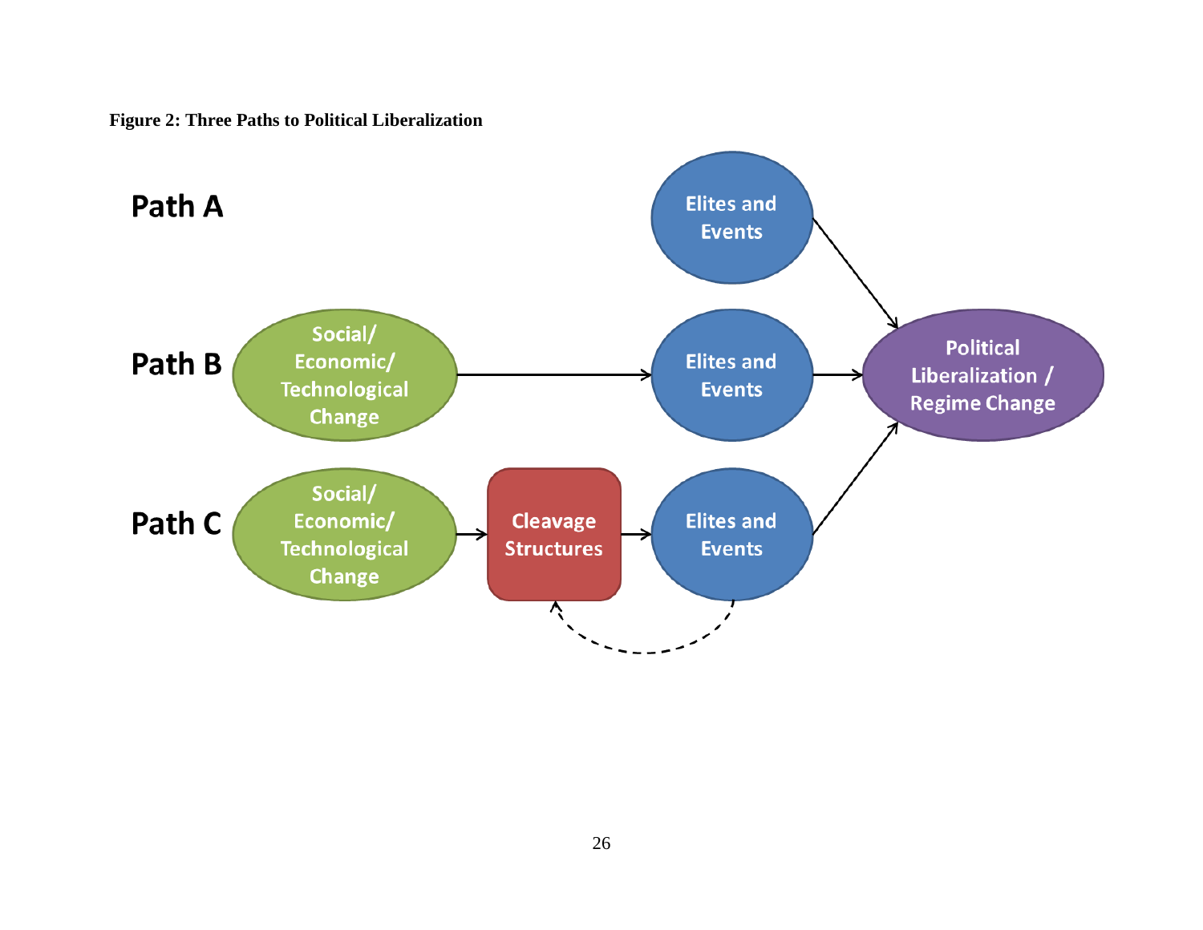**Figure 2: Three Paths to Political Liberalization**

Path A

Path B

Path C

Elites and Events

Elites and Events

Elites and Events

Social/ Economic/ Technological Change

Social/ Economic/ Technological Change

Cleavage Structures

Political Liberalization / Regime Change